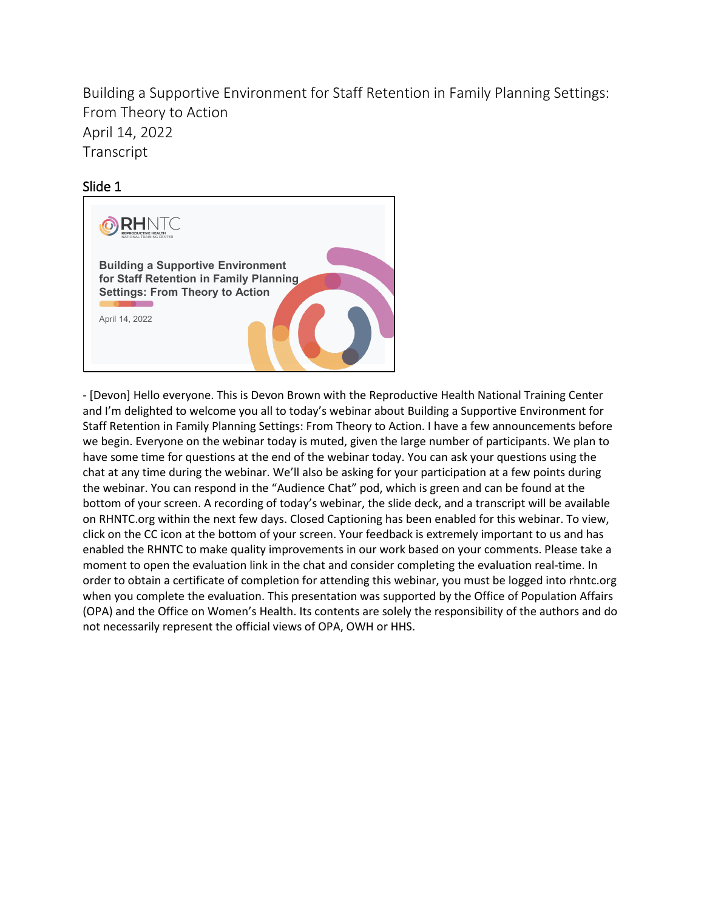# Building a Supportive Environment for Staff Retention in Family Planning Settings: From Theory to Action

April 14, 2022

Transcript

## Slide 1

RHNTC
REPRODUCTIVE HEALTH NATIONAL TRAINING CENTER

**Building a Supportive Environment for Staff Retention in Family Planning Settings: From Theory to Action**

April 14, 2022

- [Devon] Hello everyone. This is Devon Brown with the Reproductive Health National Training Center and I'm delighted to welcome you all to today's webinar about Building a Supportive Environment for Staff Retention in Family Planning Settings: From Theory to Action. I have a few announcements before we begin. Everyone on the webinar today is muted, given the large number of participants. We plan to have some time for questions at the end of the webinar today. You can ask your questions using the chat at any time during the webinar. We'll also be asking for your participation at a few points during the webinar. You can respond in the "Audience Chat" pod, which is green and can be found at the bottom of your screen. A recording of today's webinar, the slide deck, and a transcript will be available on RHNTC.org within the next few days. Closed Captioning has been enabled for this webinar. To view, click on the CC icon at the bottom of your screen. Your feedback is extremely important to us and has enabled the RHNTC to make quality improvements in our work based on your comments. Please take a moment to open the evaluation link in the chat and consider completing the evaluation real-time. In order to obtain a certificate of completion for attending this webinar, you must be logged into rhntc.org when you complete the evaluation. This presentation was supported by the Office of Population Affairs (OPA) and the Office on Women's Health. Its contents are solely the responsibility of the authors and do not necessarily represent the official views of OPA, OWH or HHS.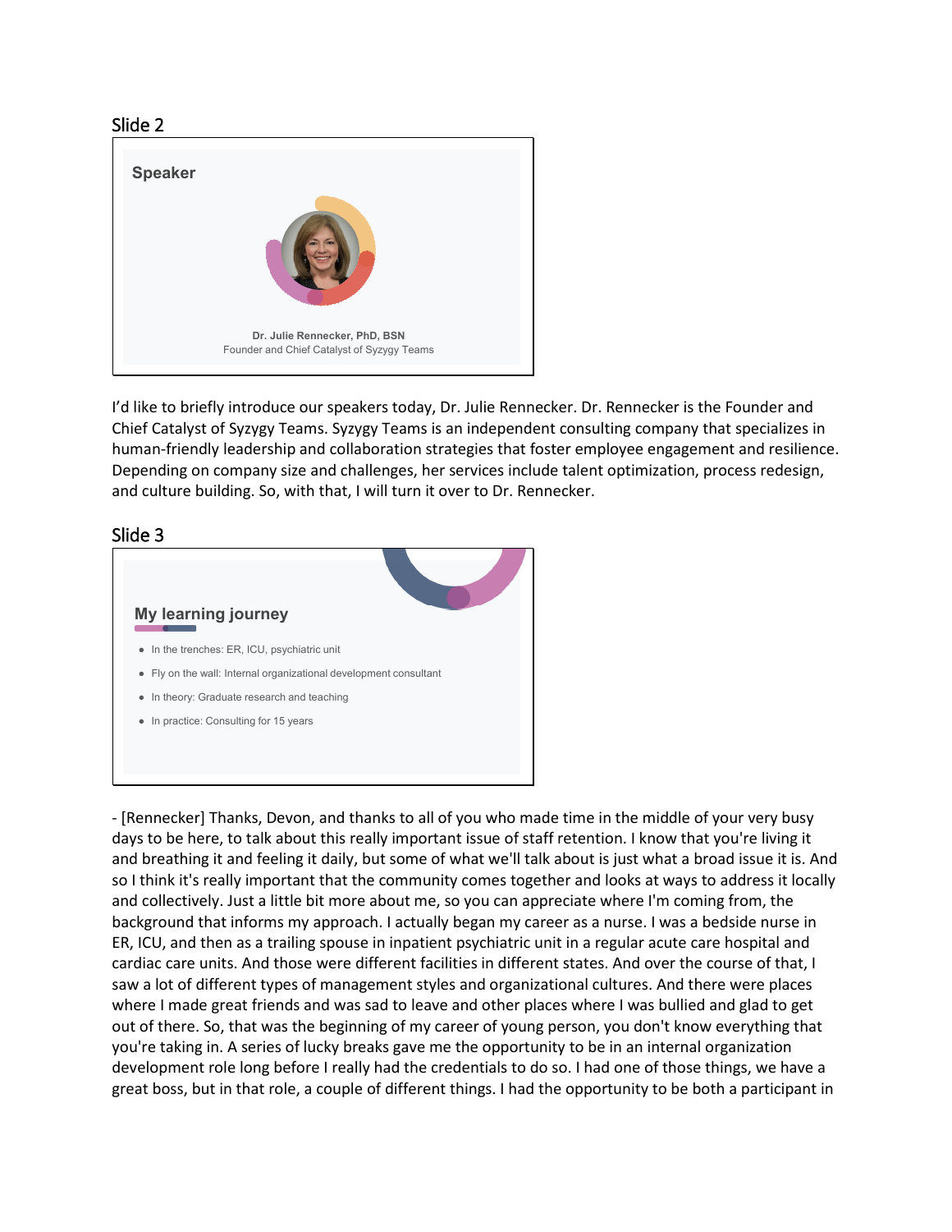## Slide 2

**Speaker**

**Dr. Julie Rennecker, PhD, BSN**
Founder and Chief Catalyst of Syzygy Teams

I'd like to briefly introduce our speakers today, Dr. Julie Rennecker. Dr. Rennecker is the Founder and Chief Catalyst of Syzygy Teams. Syzygy Teams is an independent consulting company that specializes in human-friendly leadership and collaboration strategies that foster employee engagement and resilience. Depending on company size and challenges, her services include talent optimization, process redesign, and culture building. So, with that, I will turn it over to Dr. Rennecker.

## Slide 3

**My learning journey**

- In the trenches: ER, ICU, psychiatric unit
- Fly on the wall: Internal organizational development consultant
- In theory: Graduate research and teaching
- In practice: Consulting for 15 years

- [Rennecker] Thanks, Devon, and thanks to all of you who made time in the middle of your very busy days to be here, to talk about this really important issue of staff retention. I know that you're living it and breathing it and feeling it daily, but some of what we'll talk about is just what a broad issue it is. And so I think it's really important that the community comes together and looks at ways to address it locally and collectively. Just a little bit more about me, so you can appreciate where I'm coming from, the background that informs my approach. I actually began my career as a nurse. I was a bedside nurse in ER, ICU, and then as a trailing spouse in inpatient psychiatric unit in a regular acute care hospital and cardiac care units. And those were different facilities in different states. And over the course of that, I saw a lot of different types of management styles and organizational cultures. And there were places where I made great friends and was sad to leave and other places where I was bullied and glad to get out of there. So, that was the beginning of my career of young person, you don't know everything that you're taking in. A series of lucky breaks gave me the opportunity to be in an internal organization development role long before I really had the credentials to do so. I had one of those things, we have a great boss, but in that role, a couple of different things. I had the opportunity to be both a participant in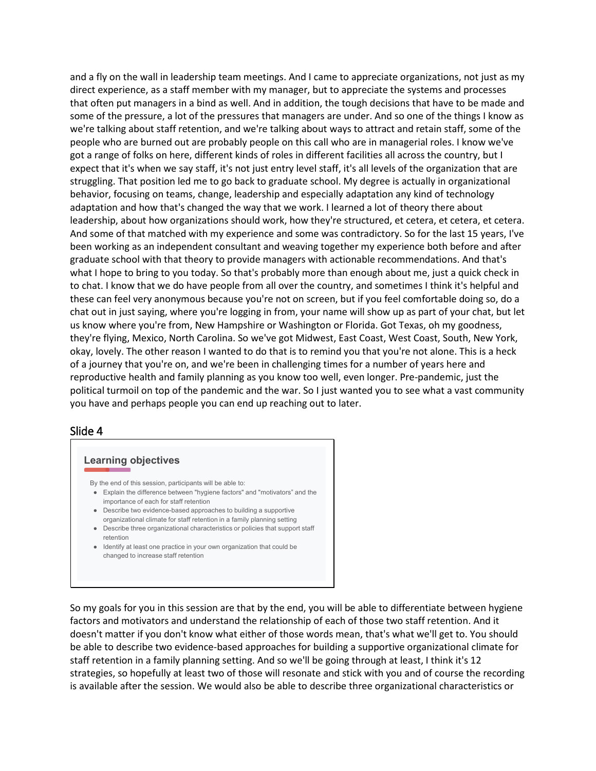and a fly on the wall in leadership team meetings. And I came to appreciate organizations, not just as my direct experience, as a staff member with my manager, but to appreciate the systems and processes that often put managers in a bind as well. And in addition, the tough decisions that have to be made and some of the pressure, a lot of the pressures that managers are under. And so one of the things I know as we're talking about staff retention, and we're talking about ways to attract and retain staff, some of the people who are burned out are probably people on this call who are in managerial roles. I know we've got a range of folks on here, different kinds of roles in different facilities all across the country, but I expect that it's when we say staff, it's not just entry level staff, it's all levels of the organization that are struggling. That position led me to go back to graduate school. My degree is actually in organizational behavior, focusing on teams, change, leadership and especially adaptation any kind of technology adaptation and how that's changed the way that we work. I learned a lot of theory there about leadership, about how organizations should work, how they're structured, et cetera, et cetera, et cetera. And some of that matched with my experience and some was contradictory. So for the last 15 years, I've been working as an independent consultant and weaving together my experience both before and after graduate school with that theory to provide managers with actionable recommendations. And that's what I hope to bring to you today. So that's probably more than enough about me, just a quick check in to chat. I know that we do have people from all over the country, and sometimes I think it's helpful and these can feel very anonymous because you're not on screen, but if you feel comfortable doing so, do a chat out in just saying, where you're logging in from, your name will show up as part of your chat, but let us know where you're from, New Hampshire or Washington or Florida. Got Texas, oh my goodness, they're flying, Mexico, North Carolina. So we've got Midwest, East Coast, West Coast, South, New York, okay, lovely. The other reason I wanted to do that is to remind you that you're not alone. This is a heck of a journey that you're on, and we're been in challenging times for a number of years here and reproductive health and family planning as you know too well, even longer. Pre-pandemic, just the political turmoil on top of the pandemic and the war. So I just wanted you to see what a vast community you have and perhaps people you can end up reaching out to later.

## Slide 4

**Learning objectives**

By the end of this session, participants will be able to:

- Explain the difference between "hygiene factors" and "motivators" and the importance of each for staff retention
- Describe two evidence-based approaches to building a supportive organizational climate for staff retention in a family planning setting
- Describe three organizational characteristics or policies that support staff retention
- Identify at least one practice in your own organization that could be changed to increase staff retention

So my goals for you in this session are that by the end, you will be able to differentiate between hygiene factors and motivators and understand the relationship of each of those two staff retention. And it doesn't matter if you don't know what either of those words mean, that's what we'll get to. You should be able to describe two evidence-based approaches for building a supportive organizational climate for staff retention in a family planning setting. And so we'll be going through at least, I think it's 12 strategies, so hopefully at least two of those will resonate and stick with you and of course the recording is available after the session. We would also be able to describe three organizational characteristics or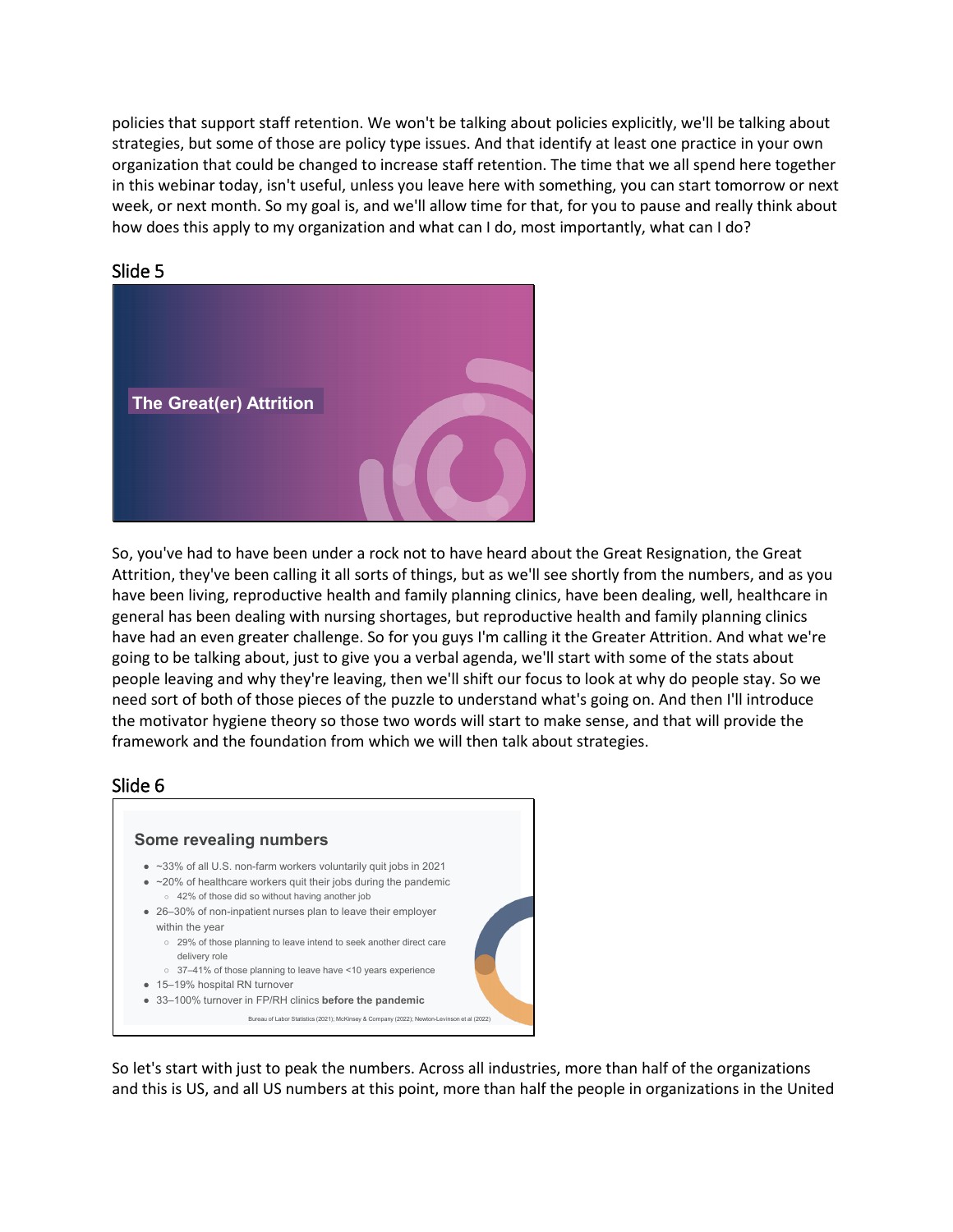policies that support staff retention. We won't be talking about policies explicitly, we'll be talking about strategies, but some of those are policy type issues. And that identify at least one practice in your own organization that could be changed to increase staff retention. The time that we all spend here together in this webinar today, isn't useful, unless you leave here with something, you can start tomorrow or next week, or next month. So my goal is, and we'll allow time for that, for you to pause and really think about how does this apply to my organization and what can I do, most importantly, what can I do?

## Slide 5

**The Great(er) Attrition**

So, you've had to have been under a rock not to have heard about the Great Resignation, the Great Attrition, they've been calling it all sorts of things, but as we'll see shortly from the numbers, and as you have been living, reproductive health and family planning clinics, have been dealing, well, healthcare in general has been dealing with nursing shortages, but reproductive health and family planning clinics have had an even greater challenge. So for you guys I'm calling it the Greater Attrition. And what we're going to be talking about, just to give you a verbal agenda, we'll start with some of the stats about people leaving and why they're leaving, then we'll shift our focus to look at why do people stay. So we need sort of both of those pieces of the puzzle to understand what's going on. And then I'll introduce the motivator hygiene theory so those two words will start to make sense, and that will provide the framework and the foundation from which we will then talk about strategies.

## Slide 6

**Some revealing numbers**

- ~33% of all U.S. non-farm workers voluntarily quit jobs in 2021
- ~20% of healthcare workers quit their jobs during the pandemic
  - 42% of those did so without having another job
- 26–30% of non-inpatient nurses plan to leave their employer within the year
  - 29% of those planning to leave intend to seek another direct care delivery role
  - 37–41% of those planning to leave have <10 years experience
- 15–19% hospital RN turnover
- 33–100% turnover in FP/RH clinics **before the pandemic**

Bureau of Labor Statistics (2021); McKinsey & Company (2022); Newton-Levinson et al (2022)

So let's start with just to peak the numbers. Across all industries, more than half of the organizations and this is US, and all US numbers at this point, more than half the people in organizations in the United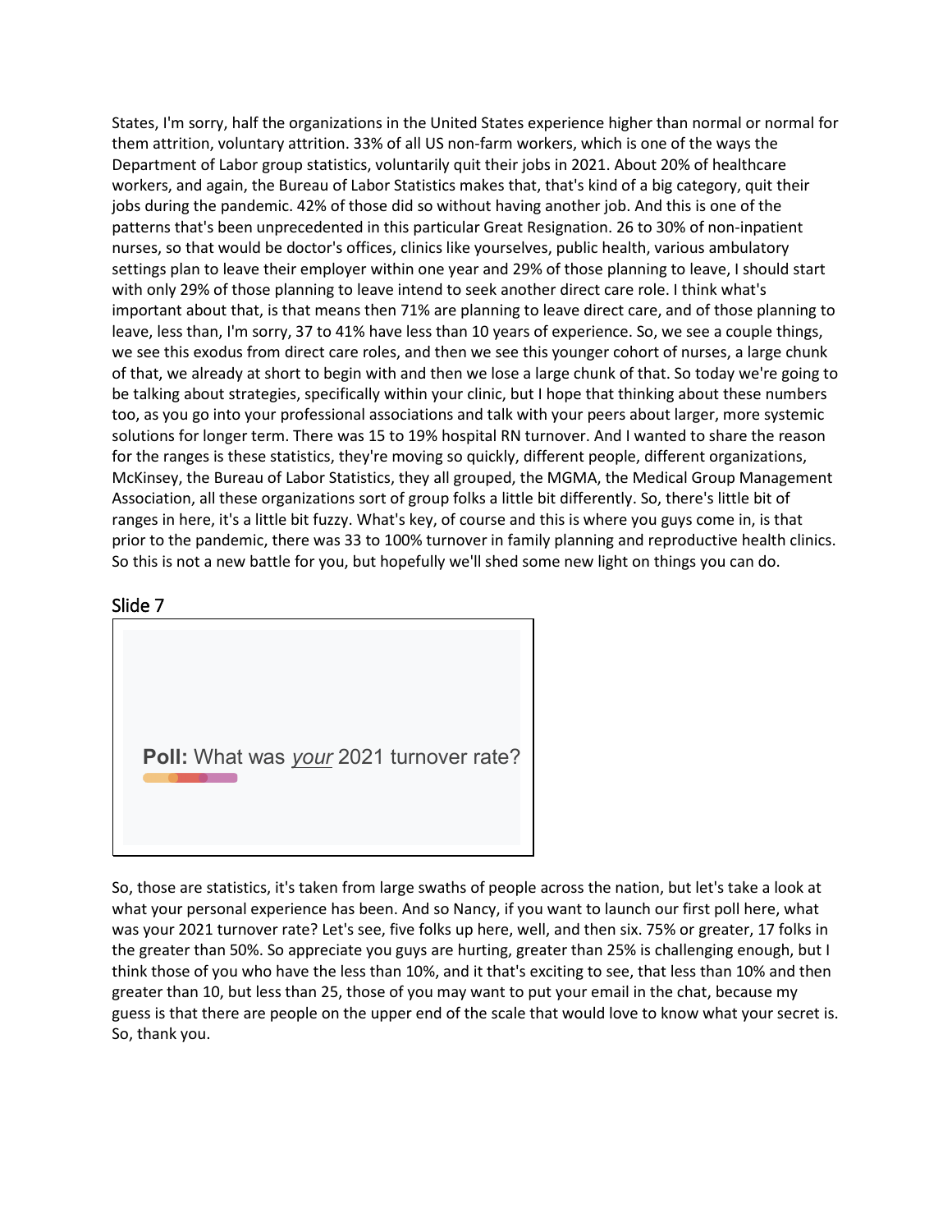States, I'm sorry, half the organizations in the United States experience higher than normal or normal for them attrition, voluntary attrition. 33% of all US non-farm workers, which is one of the ways the Department of Labor group statistics, voluntarily quit their jobs in 2021. About 20% of healthcare workers, and again, the Bureau of Labor Statistics makes that, that's kind of a big category, quit their jobs during the pandemic. 42% of those did so without having another job. And this is one of the patterns that's been unprecedented in this particular Great Resignation. 26 to 30% of non-inpatient nurses, so that would be doctor's offices, clinics like yourselves, public health, various ambulatory settings plan to leave their employer within one year and 29% of those planning to leave, I should start with only 29% of those planning to leave intend to seek another direct care role. I think what's important about that, is that means then 71% are planning to leave direct care, and of those planning to leave, less than, I'm sorry, 37 to 41% have less than 10 years of experience. So, we see a couple things, we see this exodus from direct care roles, and then we see this younger cohort of nurses, a large chunk of that, we already at short to begin with and then we lose a large chunk of that. So today we're going to be talking about strategies, specifically within your clinic, but I hope that thinking about these numbers too, as you go into your professional associations and talk with your peers about larger, more systemic solutions for longer term. There was 15 to 19% hospital RN turnover. And I wanted to share the reason for the ranges is these statistics, they're moving so quickly, different people, different organizations, McKinsey, the Bureau of Labor Statistics, they all grouped, the MGMA, the Medical Group Management Association, all these organizations sort of group folks a little bit differently. So, there's little bit of ranges in here, it's a little bit fuzzy. What's key, of course and this is where you guys come in, is that prior to the pandemic, there was 33 to 100% turnover in family planning and reproductive health clinics. So this is not a new battle for you, but hopefully we'll shed some new light on things you can do.

## Slide 7

**Poll:** What was *your* 2021 turnover rate?

So, those are statistics, it's taken from large swaths of people across the nation, but let's take a look at what your personal experience has been. And so Nancy, if you want to launch our first poll here, what was your 2021 turnover rate? Let's see, five folks up here, well, and then six. 75% or greater, 17 folks in the greater than 50%. So appreciate you guys are hurting, greater than 25% is challenging enough, but I think those of you who have the less than 10%, and it that's exciting to see, that less than 10% and then greater than 10, but less than 25, those of you may want to put your email in the chat, because my guess is that there are people on the upper end of the scale that would love to know what your secret is. So, thank you.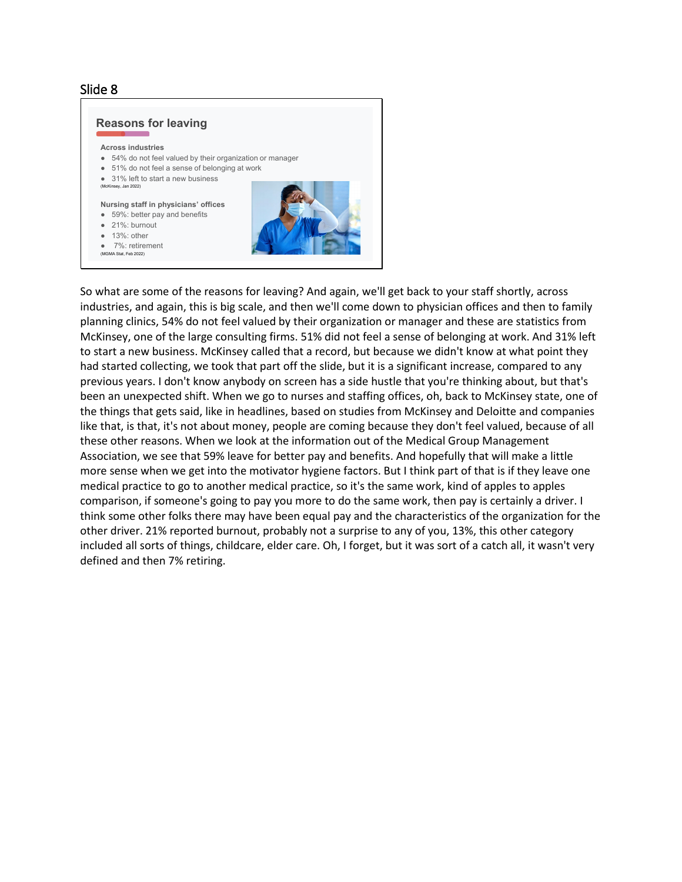## Slide 8

### Reasons for leaving

**Across industries**

- 54% do not feel valued by their organization or manager
- 51% do not feel a sense of belonging at work
- 31% left to start a new business

(McKinsey, Jan 2022)

**Nursing staff in physicians' offices**

- 59%: better pay and benefits
- 21%: burnout
- 13%: other
- 7%: retirement

(MGMA Stat, Feb 2022)

So what are some of the reasons for leaving? And again, we'll get back to your staff shortly, across industries, and again, this is big scale, and then we'll come down to physician offices and then to family planning clinics, 54% do not feel valued by their organization or manager and these are statistics from McKinsey, one of the large consulting firms. 51% did not feel a sense of belonging at work. And 31% left to start a new business. McKinsey called that a record, but because we didn't know at what point they had started collecting, we took that part off the slide, but it is a significant increase, compared to any previous years. I don't know anybody on screen has a side hustle that you're thinking about, but that's been an unexpected shift. When we go to nurses and staffing offices, oh, back to McKinsey state, one of the things that gets said, like in headlines, based on studies from McKinsey and Deloitte and companies like that, is that, it's not about money, people are coming because they don't feel valued, because of all these other reasons. When we look at the information out of the Medical Group Management Association, we see that 59% leave for better pay and benefits. And hopefully that will make a little more sense when we get into the motivator hygiene factors. But I think part of that is if they leave one medical practice to go to another medical practice, so it's the same work, kind of apples to apples comparison, if someone's going to pay you more to do the same work, then pay is certainly a driver. I think some other folks there may have been equal pay and the characteristics of the organization for the other driver. 21% reported burnout, probably not a surprise to any of you, 13%, this other category included all sorts of things, childcare, elder care. Oh, I forget, but it was sort of a catch all, it wasn't very defined and then 7% retiring.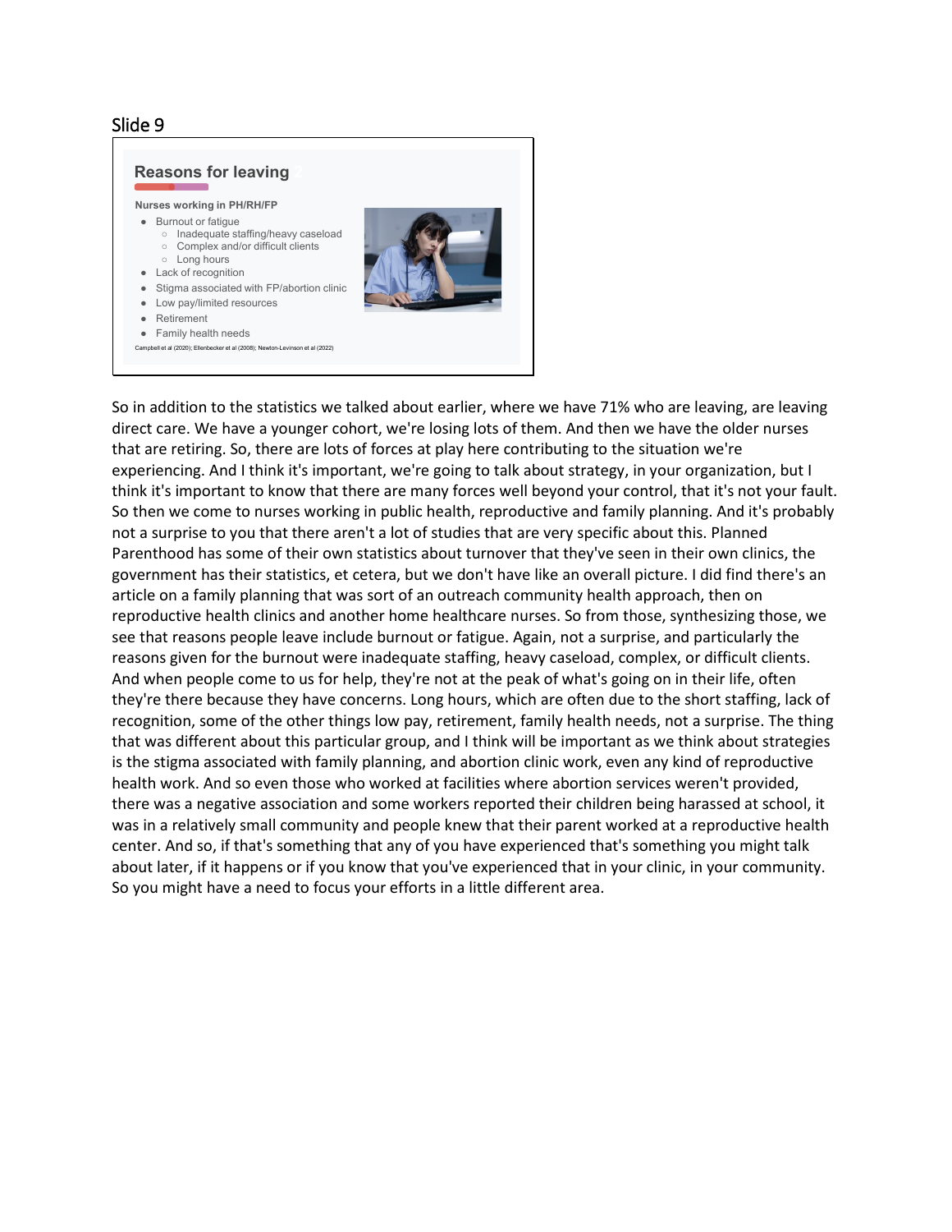## Slide 9

### Reasons for leaving

**Nurses working in PH/RH/FP**

- Burnout or fatigue
  - Inadequate staffing/heavy caseload
  - Complex and/or difficult clients
  - Long hours
- Lack of recognition
- Stigma associated with FP/abortion clinic
- Low pay/limited resources
- Retirement
- Family health needs

Campbell et al (2020); Ellenbecker et al (2008); Newton-Levinson et al (2022)

So in addition to the statistics we talked about earlier, where we have 71% who are leaving, are leaving direct care. We have a younger cohort, we're losing lots of them. And then we have the older nurses that are retiring. So, there are lots of forces at play here contributing to the situation we're experiencing. And I think it's important, we're going to talk about strategy, in your organization, but I think it's important to know that there are many forces well beyond your control, that it's not your fault. So then we come to nurses working in public health, reproductive and family planning. And it's probably not a surprise to you that there aren't a lot of studies that are very specific about this. Planned Parenthood has some of their own statistics about turnover that they've seen in their own clinics, the government has their statistics, et cetera, but we don't have like an overall picture. I did find there's an article on a family planning that was sort of an outreach community health approach, then on reproductive health clinics and another home healthcare nurses. So from those, synthesizing those, we see that reasons people leave include burnout or fatigue. Again, not a surprise, and particularly the reasons given for the burnout were inadequate staffing, heavy caseload, complex, or difficult clients. And when people come to us for help, they're not at the peak of what's going on in their life, often they're there because they have concerns. Long hours, which are often due to the short staffing, lack of recognition, some of the other things low pay, retirement, family health needs, not a surprise. The thing that was different about this particular group, and I think will be important as we think about strategies is the stigma associated with family planning, and abortion clinic work, even any kind of reproductive health work. And so even those who worked at facilities where abortion services weren't provided, there was a negative association and some workers reported their children being harassed at school, it was in a relatively small community and people knew that their parent worked at a reproductive health center. And so, if that's something that any of you have experienced that's something you might talk about later, if it happens or if you know that you've experienced that in your clinic, in your community. So you might have a need to focus your efforts in a little different area.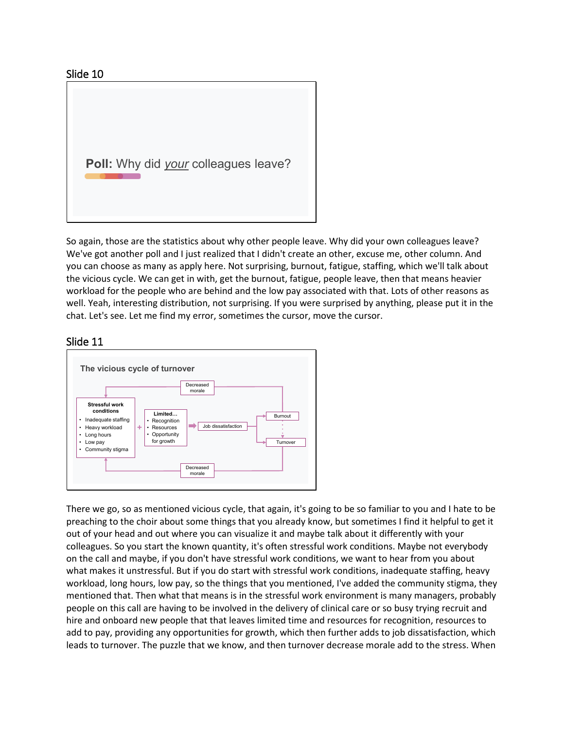## Slide 10

**Poll:** Why did *your* colleagues leave?

So again, those are the statistics about why other people leave. Why did your own colleagues leave? We've got another poll and I just realized that I didn't create an other, excuse me, other column. And you can choose as many as apply here. Not surprising, burnout, fatigue, staffing, which we'll talk about the vicious cycle. We can get in with, get the burnout, fatigue, people leave, then that means heavier workload for the people who are behind and the low pay associated with that. Lots of other reasons as well. Yeah, interesting distribution, not surprising. If you were surprised by anything, please put it in the chat. Let's see. Let me find my error, sometimes the cursor, move the cursor.

## Slide 11

**The vicious cycle of turnover**

- **Stressful work conditions**
  - Inadequate staffing
  - Heavy workload
  - Long hours
  - Low pay
  - Community stigma
- \+ **Limited…**
  - Recognition
  - Resources
  - Opportunity for growth
- → Job dissatisfaction → Burnout / Turnover
- Decreased morale
- Decreased morale

There we go, so as mentioned vicious cycle, that again, it's going to be so familiar to you and I hate to be preaching to the choir about some things that you already know, but sometimes I find it helpful to get it out of your head and out where you can visualize it and maybe talk about it differently with your colleagues. So you start the known quantity, it's often stressful work conditions. Maybe not everybody on the call and maybe, if you don't have stressful work conditions, we want to hear from you about what makes it unstressful. But if you do start with stressful work conditions, inadequate staffing, heavy workload, long hours, low pay, so the things that you mentioned, I've added the community stigma, they mentioned that. Then what that means is in the stressful work environment is many managers, probably people on this call are having to be involved in the delivery of clinical care or so busy trying recruit and hire and onboard new people that that leaves limited time and resources for recognition, resources to add to pay, providing any opportunities for growth, which then further adds to job dissatisfaction, which leads to turnover. The puzzle that we know, and then turnover decrease morale add to the stress. When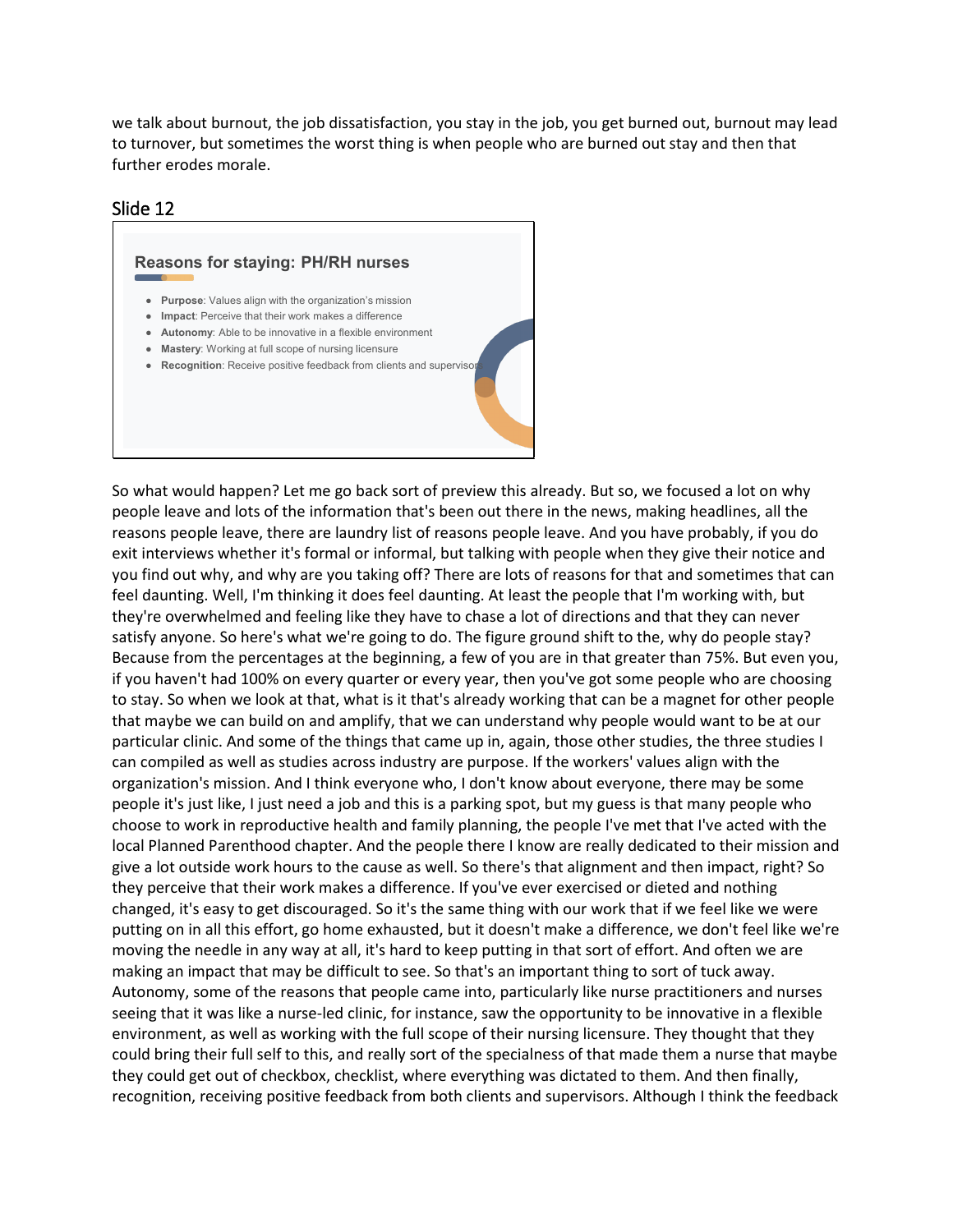we talk about burnout, the job dissatisfaction, you stay in the job, you get burned out, burnout may lead to turnover, but sometimes the worst thing is when people who are burned out stay and then that further erodes morale.

## Slide 12

### Reasons for staying: PH/RH nurses

- **Purpose**: Values align with the organization's mission
- **Impact**: Perceive that their work makes a difference
- **Autonomy**: Able to be innovative in a flexible environment
- **Mastery**: Working at full scope of nursing licensure
- **Recognition**: Receive positive feedback from clients and supervisors

So what would happen? Let me go back sort of preview this already. But so, we focused a lot on why people leave and lots of the information that's been out there in the news, making headlines, all the reasons people leave, there are laundry list of reasons people leave. And you have probably, if you do exit interviews whether it's formal or informal, but talking with people when they give their notice and you find out why, and why are you taking off? There are lots of reasons for that and sometimes that can feel daunting. Well, I'm thinking it does feel daunting. At least the people that I'm working with, but they're overwhelmed and feeling like they have to chase a lot of directions and that they can never satisfy anyone. So here's what we're going to do. The figure ground shift to the, why do people stay? Because from the percentages at the beginning, a few of you are in that greater than 75%. But even you, if you haven't had 100% on every quarter or every year, then you've got some people who are choosing to stay. So when we look at that, what is it that's already working that can be a magnet for other people that maybe we can build on and amplify, that we can understand why people would want to be at our particular clinic. And some of the things that came up in, again, those other studies, the three studies I can compiled as well as studies across industry are purpose. If the workers' values align with the organization's mission. And I think everyone who, I don't know about everyone, there may be some people it's just like, I just need a job and this is a parking spot, but my guess is that many people who choose to work in reproductive health and family planning, the people I've met that I've acted with the local Planned Parenthood chapter. And the people there I know are really dedicated to their mission and give a lot outside work hours to the cause as well. So there's that alignment and then impact, right? So they perceive that their work makes a difference. If you've ever exercised or dieted and nothing changed, it's easy to get discouraged. So it's the same thing with our work that if we feel like we were putting on in all this effort, go home exhausted, but it doesn't make a difference, we don't feel like we're moving the needle in any way at all, it's hard to keep putting in that sort of effort. And often we are making an impact that may be difficult to see. So that's an important thing to sort of tuck away. Autonomy, some of the reasons that people came into, particularly like nurse practitioners and nurses seeing that it was like a nurse-led clinic, for instance, saw the opportunity to be innovative in a flexible environment, as well as working with the full scope of their nursing licensure. They thought that they could bring their full self to this, and really sort of the specialness of that made them a nurse that maybe they could get out of checkbox, checklist, where everything was dictated to them. And then finally, recognition, receiving positive feedback from both clients and supervisors. Although I think the feedback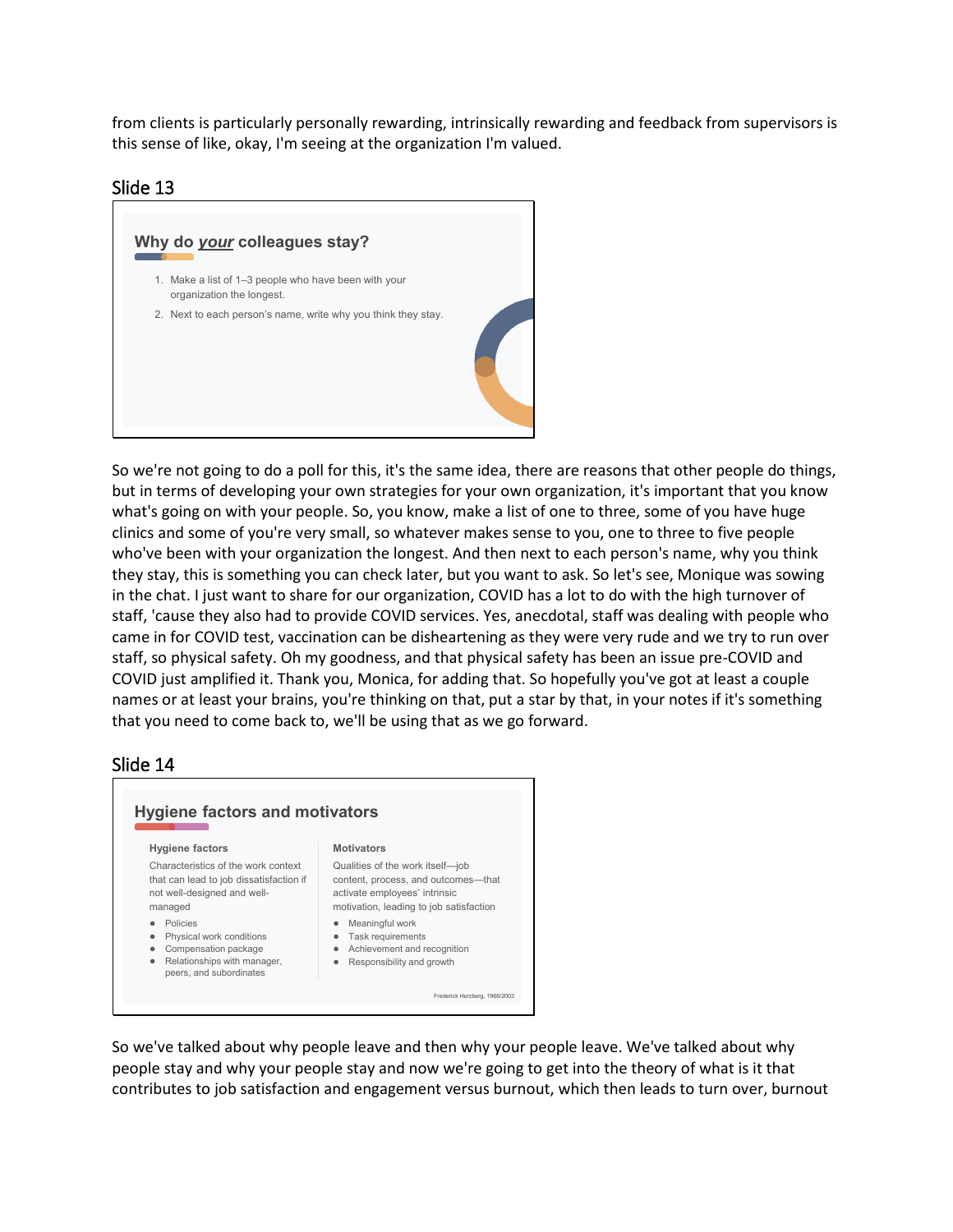from clients is particularly personally rewarding, intrinsically rewarding and feedback from supervisors is this sense of like, okay, I'm seeing at the organization I'm valued.

## Slide 13

### Why do *your* colleagues stay?

1. Make a list of 1–3 people who have been with your organization the longest.
2. Next to each person's name, write why you think they stay.

So we're not going to do a poll for this, it's the same idea, there are reasons that other people do things, but in terms of developing your own strategies for your own organization, it's important that you know what's going on with your people. So, you know, make a list of one to three, some of you have huge clinics and some of you're very small, so whatever makes sense to you, one to three to five people who've been with your organization the longest. And then next to each person's name, why you think they stay, this is something you can check later, but you want to ask. So let's see, Monique was sowing in the chat. I just want to share for our organization, COVID has a lot to do with the high turnover of staff, 'cause they also had to provide COVID services. Yes, anecdotal, staff was dealing with people who came in for COVID test, vaccination can be disheartening as they were very rude and we try to run over staff, so physical safety. Oh my goodness, and that physical safety has been an issue pre-COVID and COVID just amplified it. Thank you, Monica, for adding that. So hopefully you've got at least a couple names or at least your brains, you're thinking on that, put a star by that, in your notes if it's something that you need to come back to, we'll be using that as we go forward.

## Slide 14

### Hygiene factors and motivators

**Hygiene factors**

Characteristics of the work context that can lead to job dissatisfaction if not well-designed and well-managed

- Policies
- Physical work conditions
- Compensation package
- Relationships with manager, peers, and subordinates

**Motivators**

Qualities of the work itself—job content, process, and outcomes—that activate employees' intrinsic motivation, leading to job satisfaction

- Meaningful work
- Task requirements
- Achievement and recognition
- Responsibility and growth

Frederick Herzberg, 1966/2003

So we've talked about why people leave and then why your people leave. We've talked about why people stay and why your people stay and now we're going to get into the theory of what is it that contributes to job satisfaction and engagement versus burnout, which then leads to turn over, burnout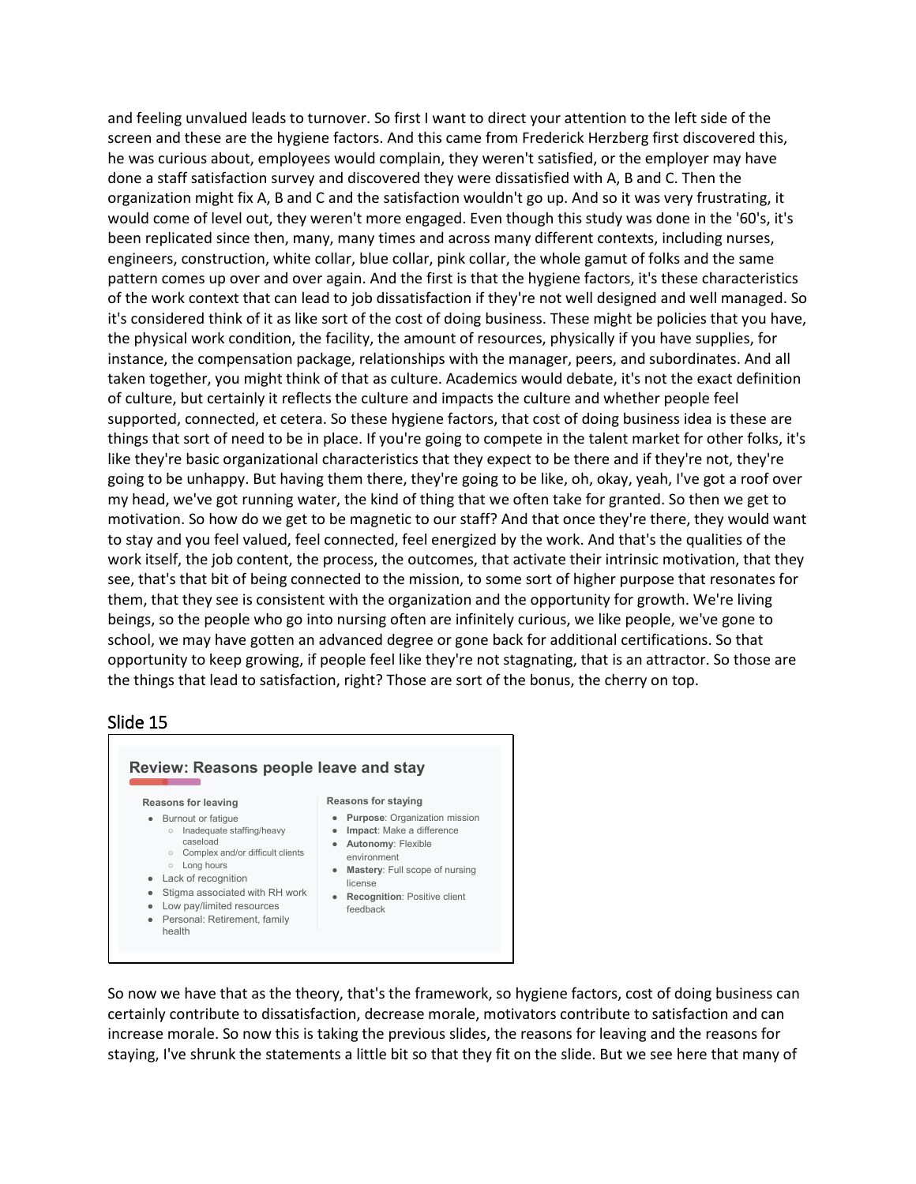and feeling unvalued leads to turnover. So first I want to direct your attention to the left side of the screen and these are the hygiene factors. And this came from Frederick Herzberg first discovered this, he was curious about, employees would complain, they weren't satisfied, or the employer may have done a staff satisfaction survey and discovered they were dissatisfied with A, B and C. Then the organization might fix A, B and C and the satisfaction wouldn't go up. And so it was very frustrating, it would come of level out, they weren't more engaged. Even though this study was done in the '60's, it's been replicated since then, many, many times and across many different contexts, including nurses, engineers, construction, white collar, blue collar, pink collar, the whole gamut of folks and the same pattern comes up over and over again. And the first is that the hygiene factors, it's these characteristics of the work context that can lead to job dissatisfaction if they're not well designed and well managed. So it's considered think of it as like sort of the cost of doing business. These might be policies that you have, the physical work condition, the facility, the amount of resources, physically if you have supplies, for instance, the compensation package, relationships with the manager, peers, and subordinates. And all taken together, you might think of that as culture. Academics would debate, it's not the exact definition of culture, but certainly it reflects the culture and impacts the culture and whether people feel supported, connected, et cetera. So these hygiene factors, that cost of doing business idea is these are things that sort of need to be in place. If you're going to compete in the talent market for other folks, it's like they're basic organizational characteristics that they expect to be there and if they're not, they're going to be unhappy. But having them there, they're going to be like, oh, okay, yeah, I've got a roof over my head, we've got running water, the kind of thing that we often take for granted. So then we get to motivation. So how do we get to be magnetic to our staff? And that once they're there, they would want to stay and you feel valued, feel connected, feel energized by the work. And that's the qualities of the work itself, the job content, the process, the outcomes, that activate their intrinsic motivation, that they see, that's that bit of being connected to the mission, to some sort of higher purpose that resonates for them, that they see is consistent with the organization and the opportunity for growth. We're living beings, so the people who go into nursing often are infinitely curious, we like people, we've gone to school, we may have gotten an advanced degree or gone back for additional certifications. So that opportunity to keep growing, if people feel like they're not stagnating, that is an attractor. So those are the things that lead to satisfaction, right? Those are sort of the bonus, the cherry on top.

## Slide 15

**Review: Reasons people leave and stay**

**Reasons for leaving**

- Burnout or fatigue
  - Inadequate staffing/heavy caseload
  - Complex and/or difficult clients
  - Long hours
- Lack of recognition
- Stigma associated with RH work
- Low pay/limited resources
- Personal: Retirement, family health

**Reasons for staying**

- **Purpose**: Organization mission
- **Impact**: Make a difference
- **Autonomy**: Flexible environment
- **Mastery**: Full scope of nursing license
- **Recognition**: Positive client feedback

So now we have that as the theory, that's the framework, so hygiene factors, cost of doing business can certainly contribute to dissatisfaction, decrease morale, motivators contribute to satisfaction and can increase morale. So now this is taking the previous slides, the reasons for leaving and the reasons for staying, I've shrunk the statements a little bit so that they fit on the slide. But we see here that many of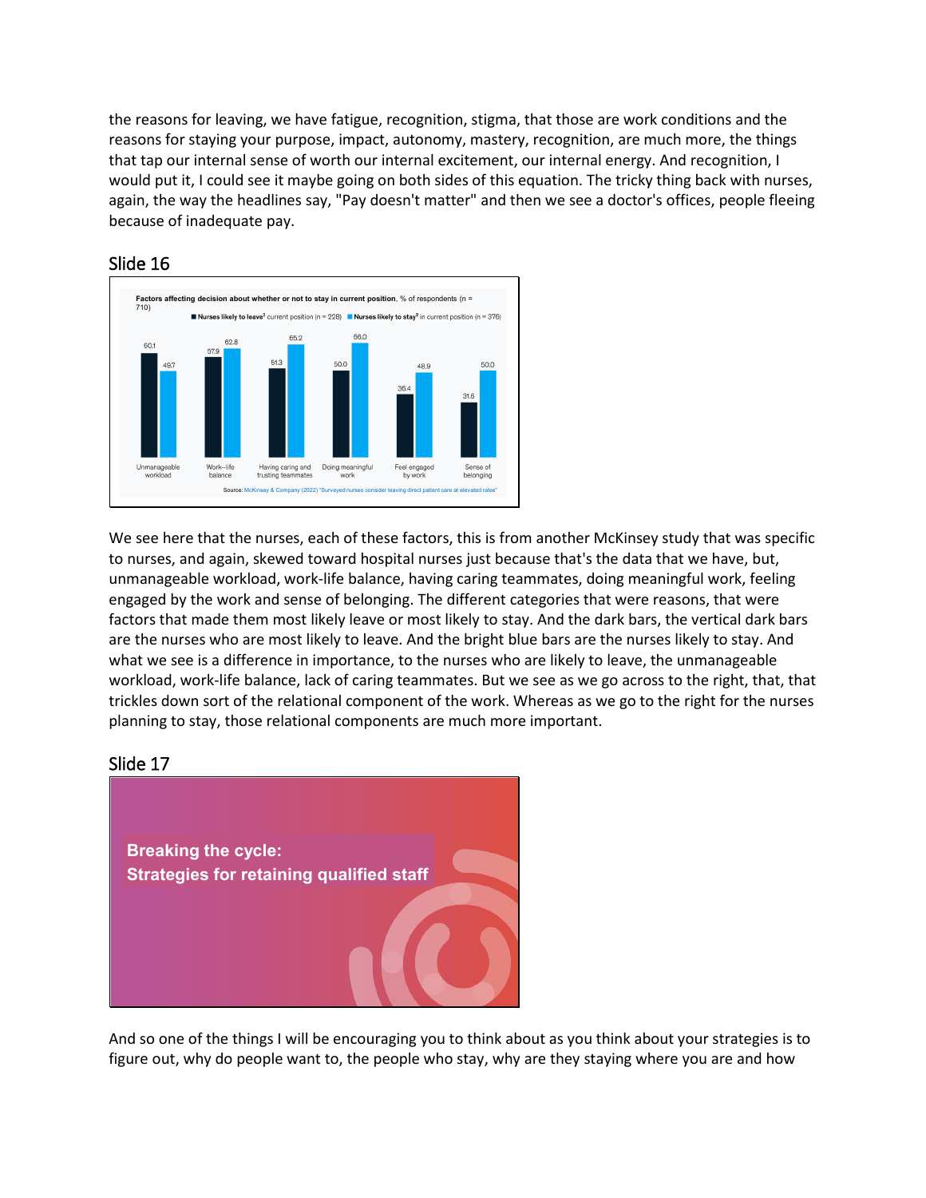the reasons for leaving, we have fatigue, recognition, stigma, that those are work conditions and the reasons for staying your purpose, impact, autonomy, mastery, recognition, are much more, the things that tap our internal sense of worth our internal excitement, our internal energy. And recognition, I would put it, I could see it maybe going on both sides of this equation. The tricky thing back with nurses, again, the way the headlines say, "Pay doesn't matter" and then we see a doctor's offices, people fleeing because of inadequate pay.

## Slide 16

**Factors affecting decision about whether or not to stay in current position**, % of respondents (n = 710)

| Factor | Nurses likely to leave[1] current position (n = 228) | Nurses likely to stay[2] in current position (n = 376) |
| --- | --- | --- |
| Unmanageable workload | 60.1 | 49.7 |
| Work–life balance | 57.9 | 62.8 |
| Having caring and trusting teammates | 51.3 | 65.2 |
| Doing meaningful work | 50.0 | 66.0 |
| Feel engaged by work | 36.4 | 48.9 |
| Sense of belonging | 31.6 | 50.0 |

Source: McKinsey & Company (2022) "Surveyed nurses consider leaving direct patient care at elevated rates"

We see here that the nurses, each of these factors, this is from another McKinsey study that was specific to nurses, and again, skewed toward hospital nurses just because that's the data that we have, but, unmanageable workload, work-life balance, having caring teammates, doing meaningful work, feeling engaged by the work and sense of belonging. The different categories that were reasons, that were factors that made them most likely leave or most likely to stay. And the dark bars, the vertical dark bars are the nurses who are most likely to leave. And the bright blue bars are the nurses likely to stay. And what we see is a difference in importance, to the nurses who are likely to leave, the unmanageable workload, work-life balance, lack of caring teammates. But we see as we go across to the right, that, that trickles down sort of the relational component of the work. Whereas as we go to the right for the nurses planning to stay, those relational components are much more important.

## Slide 17

**Breaking the cycle:**
**Strategies for retaining qualified staff**

And so one of the things I will be encouraging you to think about as you think about your strategies is to figure out, why do people want to, the people who stay, why are they staying where you are and how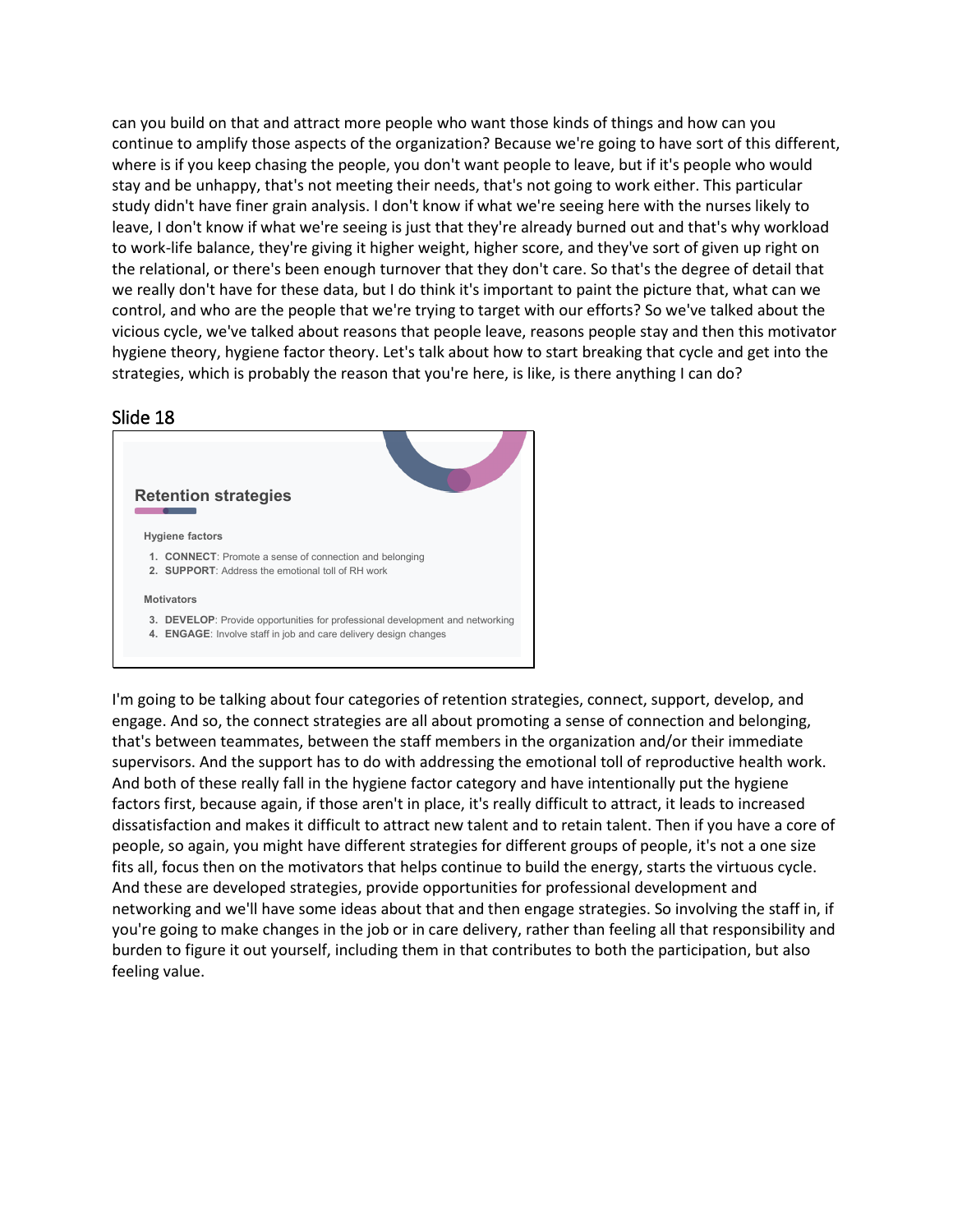can you build on that and attract more people who want those kinds of things and how can you continue to amplify those aspects of the organization? Because we're going to have sort of this different, where is if you keep chasing the people, you don't want people to leave, but if it's people who would stay and be unhappy, that's not meeting their needs, that's not going to work either. This particular study didn't have finer grain analysis. I don't know if what we're seeing here with the nurses likely to leave, I don't know if what we're seeing is just that they're already burned out and that's why workload to work-life balance, they're giving it higher weight, higher score, and they've sort of given up right on the relational, or there's been enough turnover that they don't care. So that's the degree of detail that we really don't have for these data, but I do think it's important to paint the picture that, what can we control, and who are the people that we're trying to target with our efforts? So we've talked about the vicious cycle, we've talked about reasons that people leave, reasons people stay and then this motivator hygiene theory, hygiene factor theory. Let's talk about how to start breaking that cycle and get into the strategies, which is probably the reason that you're here, is like, is there anything I can do?

## Slide 18

**Retention strategies**

**Hygiene factors**

1. **CONNECT**: Promote a sense of connection and belonging
2. **SUPPORT**: Address the emotional toll of RH work

**Motivators**

3. **DEVELOP**: Provide opportunities for professional development and networking
4. **ENGAGE**: Involve staff in job and care delivery design changes

I'm going to be talking about four categories of retention strategies, connect, support, develop, and engage. And so, the connect strategies are all about promoting a sense of connection and belonging, that's between teammates, between the staff members in the organization and/or their immediate supervisors. And the support has to do with addressing the emotional toll of reproductive health work. And both of these really fall in the hygiene factor category and have intentionally put the hygiene factors first, because again, if those aren't in place, it's really difficult to attract, it leads to increased dissatisfaction and makes it difficult to attract new talent and to retain talent. Then if you have a core of people, so again, you might have different strategies for different groups of people, it's not a one size fits all, focus then on the motivators that helps continue to build the energy, starts the virtuous cycle. And these are developed strategies, provide opportunities for professional development and networking and we'll have some ideas about that and then engage strategies. So involving the staff in, if you're going to make changes in the job or in care delivery, rather than feeling all that responsibility and burden to figure it out yourself, including them in that contributes to both the participation, but also feeling value.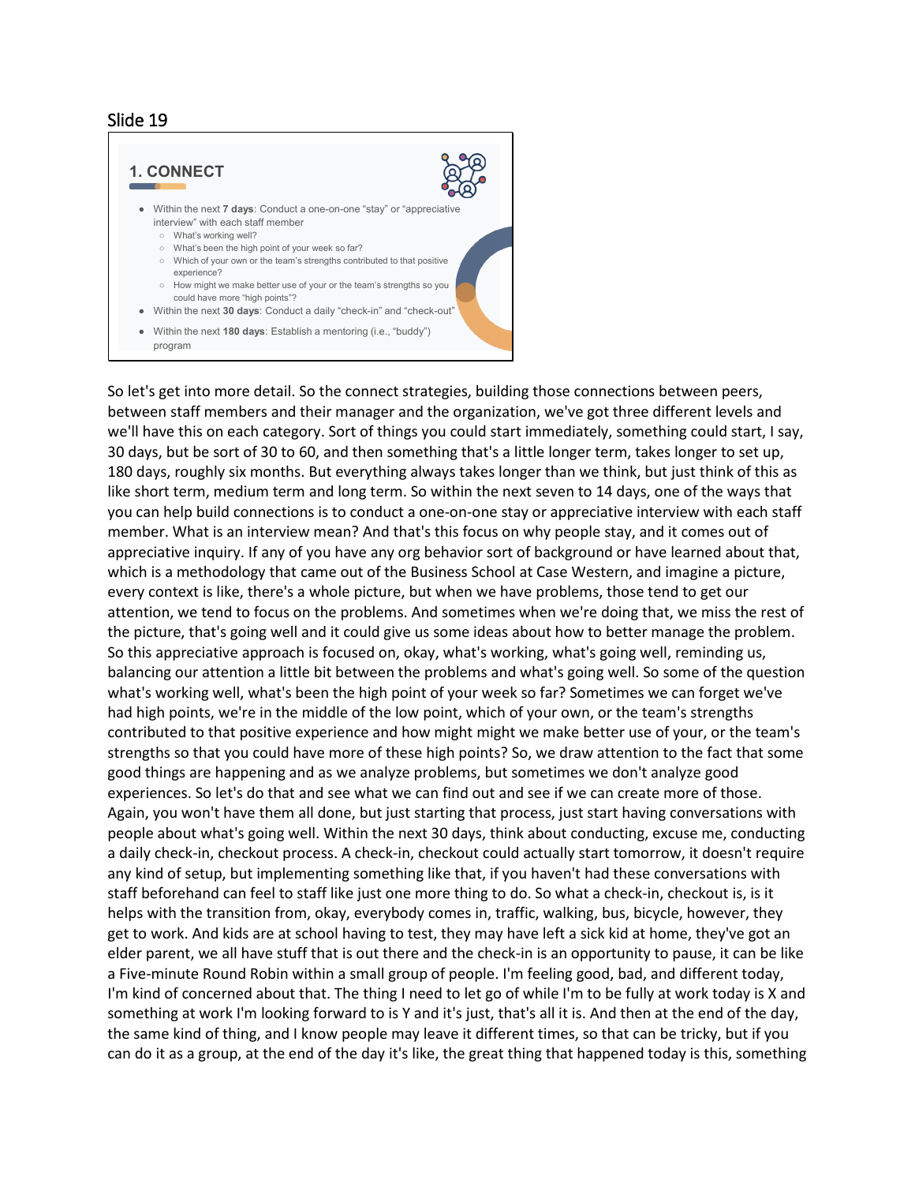## Slide 19

### 1. CONNECT

- Within the next **7 days**: Conduct a one-on-one "stay" or "appreciative interview" with each staff member
  - What's working well?
  - What's been the high point of your week so far?
  - Which of your own or the team's strengths contributed to that positive experience?
  - How might we make better use of your or the team's strengths so you could have more "high points"?
- Within the next **30 days**: Conduct a daily "check-in" and "check-out"
- Within the next **180 days**: Establish a mentoring (i.e., "buddy") program

So let's get into more detail. So the connect strategies, building those connections between peers, between staff members and their manager and the organization, we've got three different levels and we'll have this on each category. Sort of things you could start immediately, something could start, I say, 30 days, but be sort of 30 to 60, and then something that's a little longer term, takes longer to set up, 180 days, roughly six months. But everything always takes longer than we think, but just think of this as like short term, medium term and long term. So within the next seven to 14 days, one of the ways that you can help build connections is to conduct a one-on-one stay or appreciative interview with each staff member. What is an interview mean? And that's this focus on why people stay, and it comes out of appreciative inquiry. If any of you have any org behavior sort of background or have learned about that, which is a methodology that came out of the Business School at Case Western, and imagine a picture, every context is like, there's a whole picture, but when we have problems, those tend to get our attention, we tend to focus on the problems. And sometimes when we're doing that, we miss the rest of the picture, that's going well and it could give us some ideas about how to better manage the problem. So this appreciative approach is focused on, okay, what's working, what's going well, reminding us, balancing our attention a little bit between the problems and what's going well. So some of the question what's working well, what's been the high point of your week so far? Sometimes we can forget we've had high points, we're in the middle of the low point, which of your own, or the team's strengths contributed to that positive experience and how might might we make better use of your, or the team's strengths so that you could have more of these high points? So, we draw attention to the fact that some good things are happening and as we analyze problems, but sometimes we don't analyze good experiences. So let's do that and see what we can find out and see if we can create more of those. Again, you won't have them all done, but just starting that process, just start having conversations with people about what's going well. Within the next 30 days, think about conducting, excuse me, conducting a daily check-in, checkout process. A check-in, checkout could actually start tomorrow, it doesn't require any kind of setup, but implementing something like that, if you haven't had these conversations with staff beforehand can feel to staff like just one more thing to do. So what a check-in, checkout is, is it helps with the transition from, okay, everybody comes in, traffic, walking, bus, bicycle, however, they get to work. And kids are at school having to test, they may have left a sick kid at home, they've got an elder parent, we all have stuff that is out there and the check-in is an opportunity to pause, it can be like a Five-minute Round Robin within a small group of people. I'm feeling good, bad, and different today, I'm kind of concerned about that. The thing I need to let go of while I'm to be fully at work today is X and something at work I'm looking forward to is Y and it's just, that's all it is. And then at the end of the day, the same kind of thing, and I know people may leave it different times, so that can be tricky, but if you can do it as a group, at the end of the day it's like, the great thing that happened today is this, something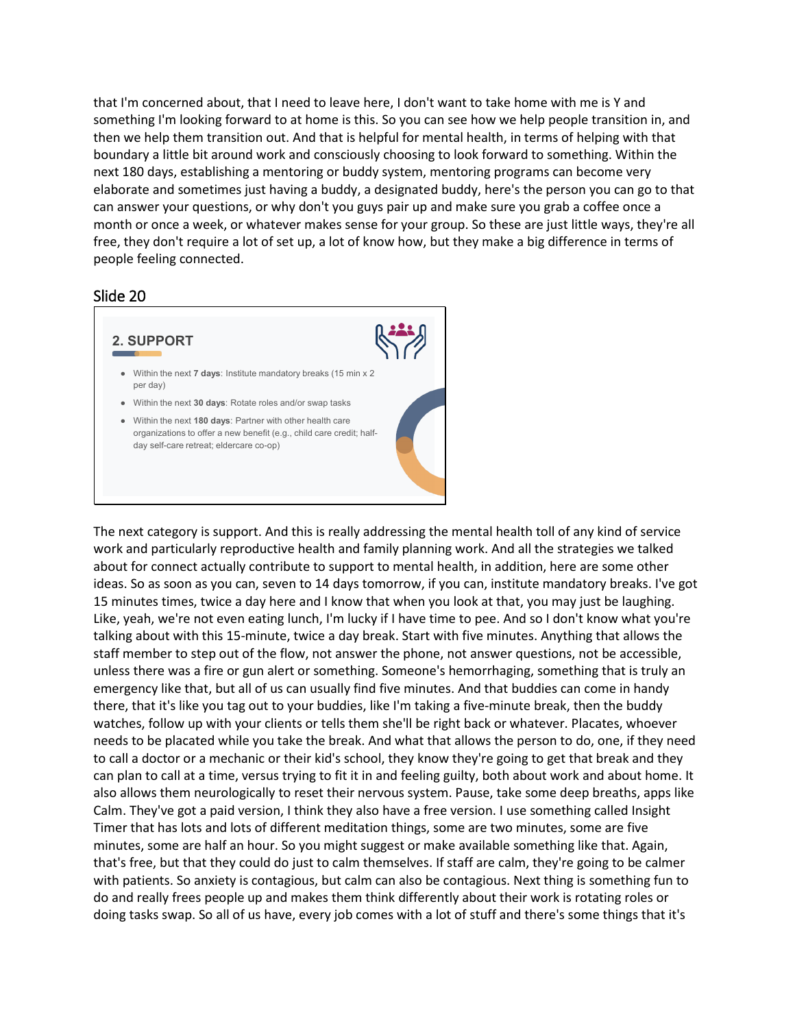that I'm concerned about, that I need to leave here, I don't want to take home with me is Y and something I'm looking forward to at home is this. So you can see how we help people transition in, and then we help them transition out. And that is helpful for mental health, in terms of helping with that boundary a little bit around work and consciously choosing to look forward to something. Within the next 180 days, establishing a mentoring or buddy system, mentoring programs can become very elaborate and sometimes just having a buddy, a designated buddy, here's the person you can go to that can answer your questions, or why don't you guys pair up and make sure you grab a coffee once a month or once a week, or whatever makes sense for your group. So these are just little ways, they're all free, they don't require a lot of set up, a lot of know how, but they make a big difference in terms of people feeling connected.

## Slide 20

**2. SUPPORT**

- Within the next **7 days**: Institute mandatory breaks (15 min x 2 per day)
- Within the next **30 days**: Rotate roles and/or swap tasks
- Within the next **180 days**: Partner with other health care organizations to offer a new benefit (e.g., child care credit; half-day self-care retreat; eldercare co-op)

The next category is support. And this is really addressing the mental health toll of any kind of service work and particularly reproductive health and family planning work. And all the strategies we talked about for connect actually contribute to support to mental health, in addition, here are some other ideas. So as soon as you can, seven to 14 days tomorrow, if you can, institute mandatory breaks. I've got 15 minutes times, twice a day here and I know that when you look at that, you may just be laughing. Like, yeah, we're not even eating lunch, I'm lucky if I have time to pee. And so I don't know what you're talking about with this 15-minute, twice a day break. Start with five minutes. Anything that allows the staff member to step out of the flow, not answer the phone, not answer questions, not be accessible, unless there was a fire or gun alert or something. Someone's hemorrhaging, something that is truly an emergency like that, but all of us can usually find five minutes. And that buddies can come in handy there, that it's like you tag out to your buddies, like I'm taking a five-minute break, then the buddy watches, follow up with your clients or tells them she'll be right back or whatever. Placates, whoever needs to be placated while you take the break. And what that allows the person to do, one, if they need to call a doctor or a mechanic or their kid's school, they know they're going to get that break and they can plan to call at a time, versus trying to fit it in and feeling guilty, both about work and about home. It also allows them neurologically to reset their nervous system. Pause, take some deep breaths, apps like Calm. They've got a paid version, I think they also have a free version. I use something called Insight Timer that has lots and lots of different meditation things, some are two minutes, some are five minutes, some are half an hour. So you might suggest or make available something like that. Again, that's free, but that they could do just to calm themselves. If staff are calm, they're going to be calmer with patients. So anxiety is contagious, but calm can also be contagious. Next thing is something fun to do and really frees people up and makes them think differently about their work is rotating roles or doing tasks swap. So all of us have, every job comes with a lot of stuff and there's some things that it's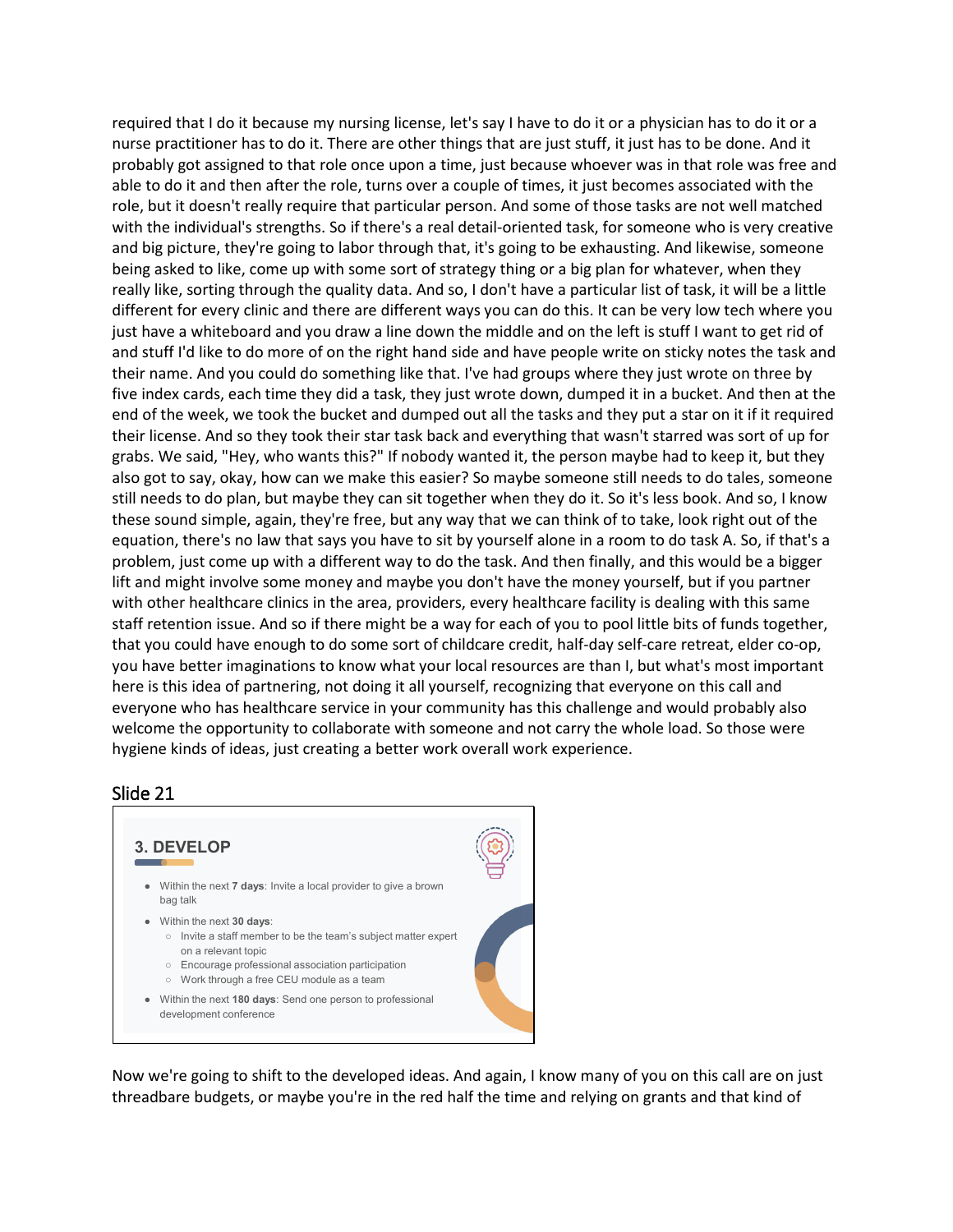required that I do it because my nursing license, let's say I have to do it or a physician has to do it or a nurse practitioner has to do it. There are other things that are just stuff, it just has to be done. And it probably got assigned to that role once upon a time, just because whoever was in that role was free and able to do it and then after the role, turns over a couple of times, it just becomes associated with the role, but it doesn't really require that particular person. And some of those tasks are not well matched with the individual's strengths. So if there's a real detail-oriented task, for someone who is very creative and big picture, they're going to labor through that, it's going to be exhausting. And likewise, someone being asked to like, come up with some sort of strategy thing or a big plan for whatever, when they really like, sorting through the quality data. And so, I don't have a particular list of task, it will be a little different for every clinic and there are different ways you can do this. It can be very low tech where you just have a whiteboard and you draw a line down the middle and on the left is stuff I want to get rid of and stuff I'd like to do more of on the right hand side and have people write on sticky notes the task and their name. And you could do something like that. I've had groups where they just wrote on three by five index cards, each time they did a task, they just wrote down, dumped it in a bucket. And then at the end of the week, we took the bucket and dumped out all the tasks and they put a star on it if it required their license. And so they took their star task back and everything that wasn't starred was sort of up for grabs. We said, "Hey, who wants this?" If nobody wanted it, the person maybe had to keep it, but they also got to say, okay, how can we make this easier? So maybe someone still needs to do tales, someone still needs to do plan, but maybe they can sit together when they do it. So it's less book. And so, I know these sound simple, again, they're free, but any way that we can think of to take, look right out of the equation, there's no law that says you have to sit by yourself alone in a room to do task A. So, if that's a problem, just come up with a different way to do the task. And then finally, and this would be a bigger lift and might involve some money and maybe you don't have the money yourself, but if you partner with other healthcare clinics in the area, providers, every healthcare facility is dealing with this same staff retention issue. And so if there might be a way for each of you to pool little bits of funds together, that you could have enough to do some sort of childcare credit, half-day self-care retreat, elder co-op, you have better imaginations to know what your local resources are than I, but what's most important here is this idea of partnering, not doing it all yourself, recognizing that everyone on this call and everyone who has healthcare service in your community has this challenge and would probably also welcome the opportunity to collaborate with someone and not carry the whole load. So those were hygiene kinds of ideas, just creating a better work overall work experience.

## Slide 21

### 3. DEVELOP

- Within the next **7 days**: Invite a local provider to give a brown bag talk
- Within the next **30 days**:
  - Invite a staff member to be the team's subject matter expert on a relevant topic
  - Encourage professional association participation
  - Work through a free CEU module as a team
- Within the next **180 days**: Send one person to professional development conference

Now we're going to shift to the developed ideas. And again, I know many of you on this call are on just threadbare budgets, or maybe you're in the red half the time and relying on grants and that kind of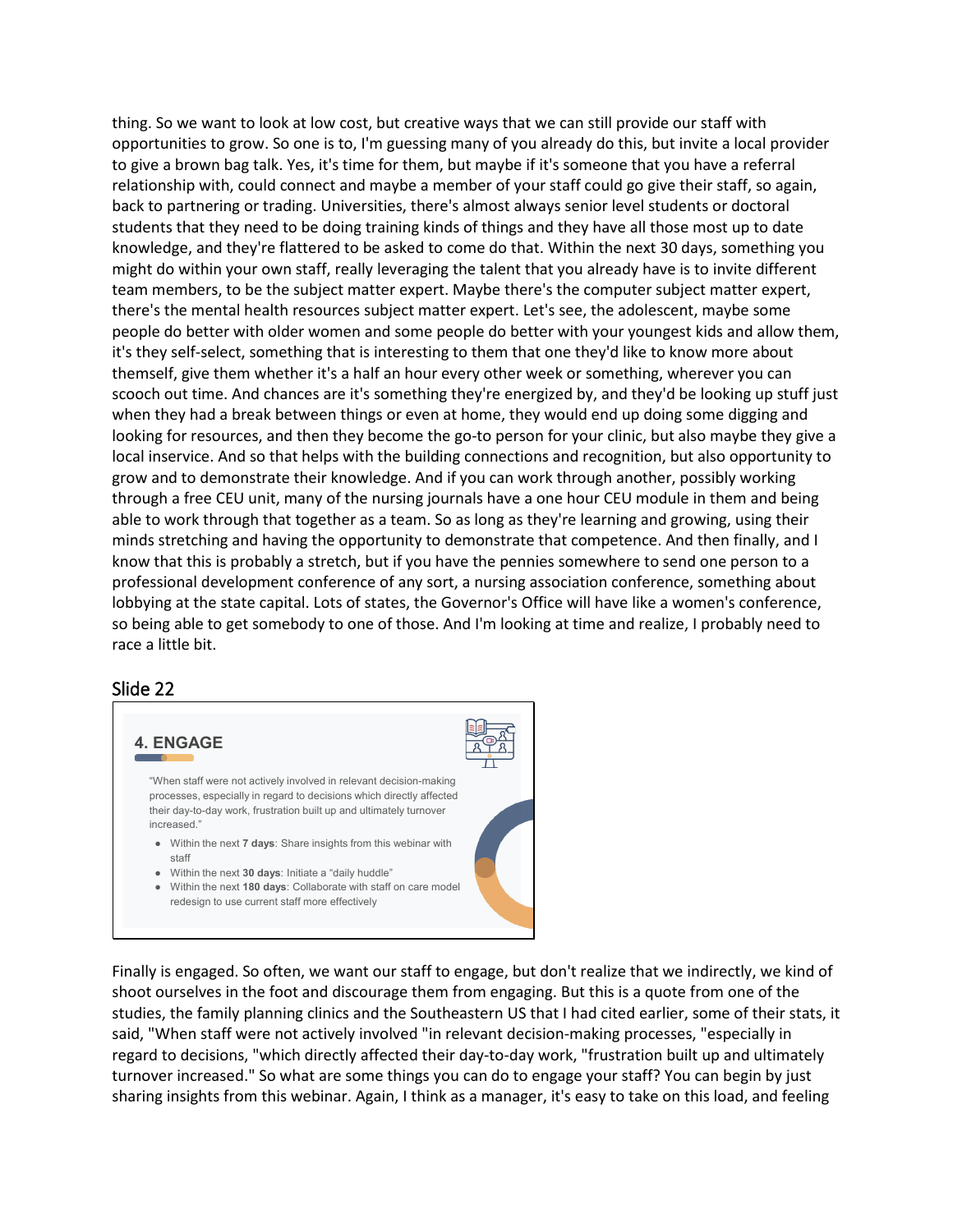thing. So we want to look at low cost, but creative ways that we can still provide our staff with opportunities to grow. So one is to, I'm guessing many of you already do this, but invite a local provider to give a brown bag talk. Yes, it's time for them, but maybe if it's someone that you have a referral relationship with, could connect and maybe a member of your staff could go give their staff, so again, back to partnering or trading. Universities, there's almost always senior level students or doctoral students that they need to be doing training kinds of things and they have all those most up to date knowledge, and they're flattered to be asked to come do that. Within the next 30 days, something you might do within your own staff, really leveraging the talent that you already have is to invite different team members, to be the subject matter expert. Maybe there's the computer subject matter expert, there's the mental health resources subject matter expert. Let's see, the adolescent, maybe some people do better with older women and some people do better with your youngest kids and allow them, it's they self-select, something that is interesting to them that one they'd like to know more about themself, give them whether it's a half an hour every other week or something, wherever you can scooch out time. And chances are it's something they're energized by, and they'd be looking up stuff just when they had a break between things or even at home, they would end up doing some digging and looking for resources, and then they become the go-to person for your clinic, but also maybe they give a local inservice. And so that helps with the building connections and recognition, but also opportunity to grow and to demonstrate their knowledge. And if you can work through another, possibly working through a free CEU unit, many of the nursing journals have a one hour CEU module in them and being able to work through that together as a team. So as long as they're learning and growing, using their minds stretching and having the opportunity to demonstrate that competence. And then finally, and I know that this is probably a stretch, but if you have the pennies somewhere to send one person to a professional development conference of any sort, a nursing association conference, something about lobbying at the state capital. Lots of states, the Governor's Office will have like a women's conference, so being able to get somebody to one of those. And I'm looking at time and realize, I probably need to race a little bit.

## Slide 22

### 4. ENGAGE

"When staff were not actively involved in relevant decision-making processes, especially in regard to decisions which directly affected their day-to-day work, frustration built up and ultimately turnover increased."

- Within the next **7 days**: Share insights from this webinar with staff
- Within the next **30 days**: Initiate a "daily huddle"
- Within the next **180 days**: Collaborate with staff on care model redesign to use current staff more effectively

Finally is engaged. So often, we want our staff to engage, but don't realize that we indirectly, we kind of shoot ourselves in the foot and discourage them from engaging. But this is a quote from one of the studies, the family planning clinics and the Southeastern US that I had cited earlier, some of their stats, it said, "When staff were not actively involved "in relevant decision-making processes, "especially in regard to decisions, "which directly affected their day-to-day work, "frustration built up and ultimately turnover increased." So what are some things you can do to engage your staff? You can begin by just sharing insights from this webinar. Again, I think as a manager, it's easy to take on this load, and feeling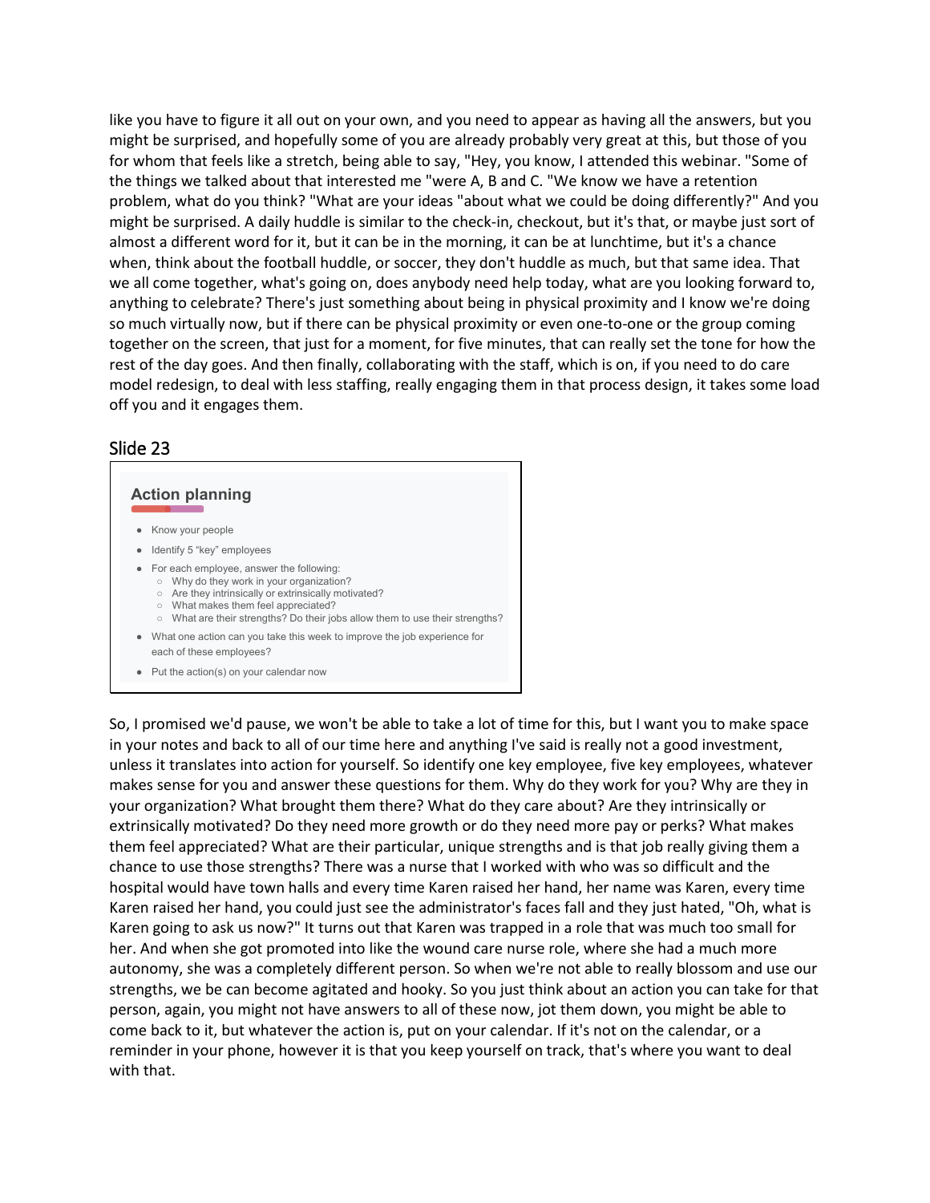like you have to figure it all out on your own, and you need to appear as having all the answers, but you might be surprised, and hopefully some of you are already probably very great at this, but those of you for whom that feels like a stretch, being able to say, "Hey, you know, I attended this webinar. "Some of the things we talked about that interested me "were A, B and C. "We know we have a retention problem, what do you think? "What are your ideas "about what we could be doing differently?" And you might be surprised. A daily huddle is similar to the check-in, checkout, but it's that, or maybe just sort of almost a different word for it, but it can be in the morning, it can be at lunchtime, but it's a chance when, think about the football huddle, or soccer, they don't huddle as much, but that same idea. That we all come together, what's going on, does anybody need help today, what are you looking forward to, anything to celebrate? There's just something about being in physical proximity and I know we're doing so much virtually now, but if there can be physical proximity or even one-to-one or the group coming together on the screen, that just for a moment, for five minutes, that can really set the tone for how the rest of the day goes. And then finally, collaborating with the staff, which is on, if you need to do care model redesign, to deal with less staffing, really engaging them in that process design, it takes some load off you and it engages them.

## Slide 23

**Action planning**

- Know your people
- Identify 5 "key" employees
- For each employee, answer the following:
  - Why do they work in your organization?
  - Are they intrinsically or extrinsically motivated?
  - What makes them feel appreciated?
  - What are their strengths? Do their jobs allow them to use their strengths?
- What one action can you take this week to improve the job experience for each of these employees?
- Put the action(s) on your calendar now

So, I promised we'd pause, we won't be able to take a lot of time for this, but I want you to make space in your notes and back to all of our time here and anything I've said is really not a good investment, unless it translates into action for yourself. So identify one key employee, five key employees, whatever makes sense for you and answer these questions for them. Why do they work for you? Why are they in your organization? What brought them there? What do they care about? Are they intrinsically or extrinsically motivated? Do they need more growth or do they need more pay or perks? What makes them feel appreciated? What are their particular, unique strengths and is that job really giving them a chance to use those strengths? There was a nurse that I worked with who was so difficult and the hospital would have town halls and every time Karen raised her hand, her name was Karen, every time Karen raised her hand, you could just see the administrator's faces fall and they just hated, "Oh, what is Karen going to ask us now?" It turns out that Karen was trapped in a role that was much too small for her. And when she got promoted into like the wound care nurse role, where she had a much more autonomy, she was a completely different person. So when we're not able to really blossom and use our strengths, we be can become agitated and hooky. So you just think about an action you can take for that person, again, you might not have answers to all of these now, jot them down, you might be able to come back to it, but whatever the action is, put on your calendar. If it's not on the calendar, or a reminder in your phone, however it is that you keep yourself on track, that's where you want to deal with that.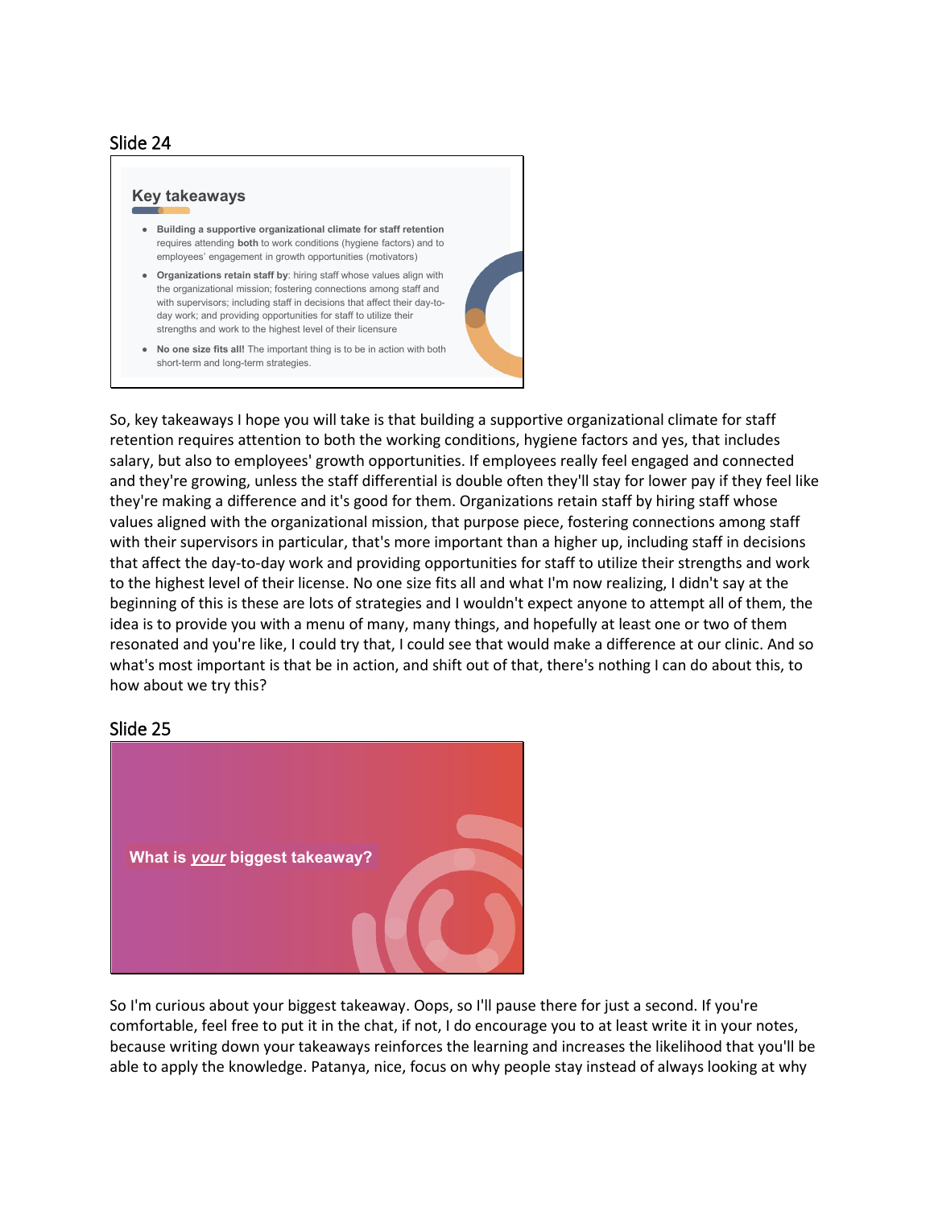## Slide 24

### Key takeaways

- **Building a supportive organizational climate for staff retention** requires attending **both** to work conditions (hygiene factors) and to employees' engagement in growth opportunities (motivators)
- **Organizations retain staff by**: hiring staff whose values align with the organizational mission; fostering connections among staff and with supervisors; including staff in decisions that affect their day-to-day work; and providing opportunities for staff to utilize their strengths and work to the highest level of their licensure
- **No one size fits all!** The important thing is to be in action with both short-term and long-term strategies.

So, key takeaways I hope you will take is that building a supportive organizational climate for staff retention requires attention to both the working conditions, hygiene factors and yes, that includes salary, but also to employees' growth opportunities. If employees really feel engaged and connected and they're growing, unless the staff differential is double often they'll stay for lower pay if they feel like they're making a difference and it's good for them. Organizations retain staff by hiring staff whose values aligned with the organizational mission, that purpose piece, fostering connections among staff with their supervisors in particular, that's more important than a higher up, including staff in decisions that affect the day-to-day work and providing opportunities for staff to utilize their strengths and work to the highest level of their license. No one size fits all and what I'm now realizing, I didn't say at the beginning of this is these are lots of strategies and I wouldn't expect anyone to attempt all of them, the idea is to provide you with a menu of many, many things, and hopefully at least one or two of them resonated and you're like, I could try that, I could see that would make a difference at our clinic. And so what's most important is that be in action, and shift out of that, there's nothing I can do about this, to how about we try this?

## Slide 25

**What is *your* biggest takeaway?**

So I'm curious about your biggest takeaway. Oops, so I'll pause there for just a second. If you're comfortable, feel free to put it in the chat, if not, I do encourage you to at least write it in your notes, because writing down your takeaways reinforces the learning and increases the likelihood that you'll be able to apply the knowledge. Patanya, nice, focus on why people stay instead of always looking at why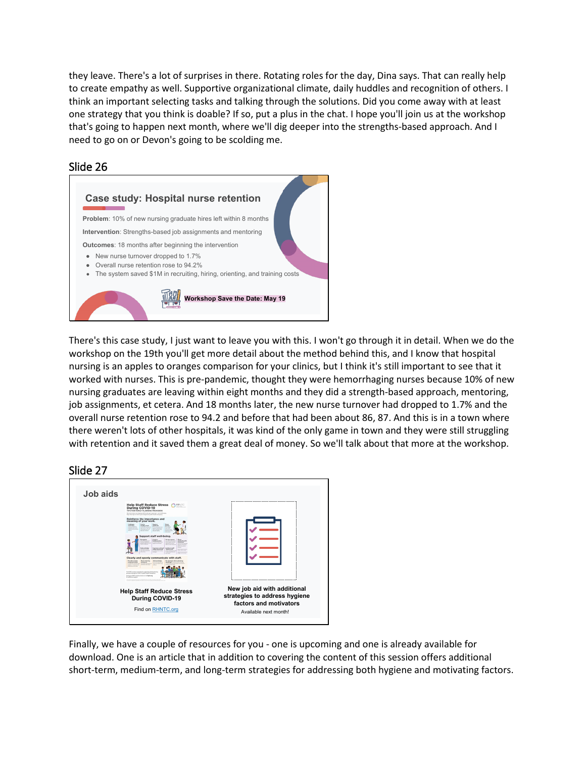they leave. There's a lot of surprises in there. Rotating roles for the day, Dina says. That can really help to create empathy as well. Supportive organizational climate, daily huddles and recognition of others. I think an important selecting tasks and talking through the solutions. Did you come away with at least one strategy that you think is doable? If so, put a plus in the chat. I hope you'll join us at the workshop that's going to happen next month, where we'll dig deeper into the strengths-based approach. And I need to go on or Devon's going to be scolding me.

## Slide 26

**Case study: Hospital nurse retention**

**Problem**: 10% of new nursing graduate hires left within 8 months

**Intervention**: Strengths-based job assignments and mentoring

**Outcomes**: 18 months after beginning the intervention

- New nurse turnover dropped to 1.7%
- Overall nurse retention rose to 94.2%
- The system saved $1M in recruiting, hiring, orienting, and training costs

**Workshop Save the Date: May 19**

There's this case study, I just want to leave you with this. I won't go through it in detail. When we do the workshop on the 19th you'll get more detail about the method behind this, and I know that hospital nursing is an apples to oranges comparison for your clinics, but I think it's still important to see that it worked with nurses. This is pre-pandemic, thought they were hemorrhaging nurses because 10% of new nursing graduates are leaving within eight months and they did a strength-based approach, mentoring, job assignments, et cetera. And 18 months later, the new nurse turnover had dropped to 1.7% and the overall nurse retention rose to 94.2 and before that had been about 86, 87. And this is in a town where there weren't lots of other hospitals, it was kind of the only game in town and they were still struggling with retention and it saved them a great deal of money. So we'll talk about that more at the workshop.

## Slide 27

**Job aids**

**Help Staff Reduce Stress During COVID-19**

Find on RHNTC.org

**New job aid with additional strategies to address hygiene factors and motivators**

Available next month!

Finally, we have a couple of resources for you - one is upcoming and one is already available for download. One is an article that in addition to covering the content of this session offers additional short-term, medium-term, and long-term strategies for addressing both hygiene and motivating factors.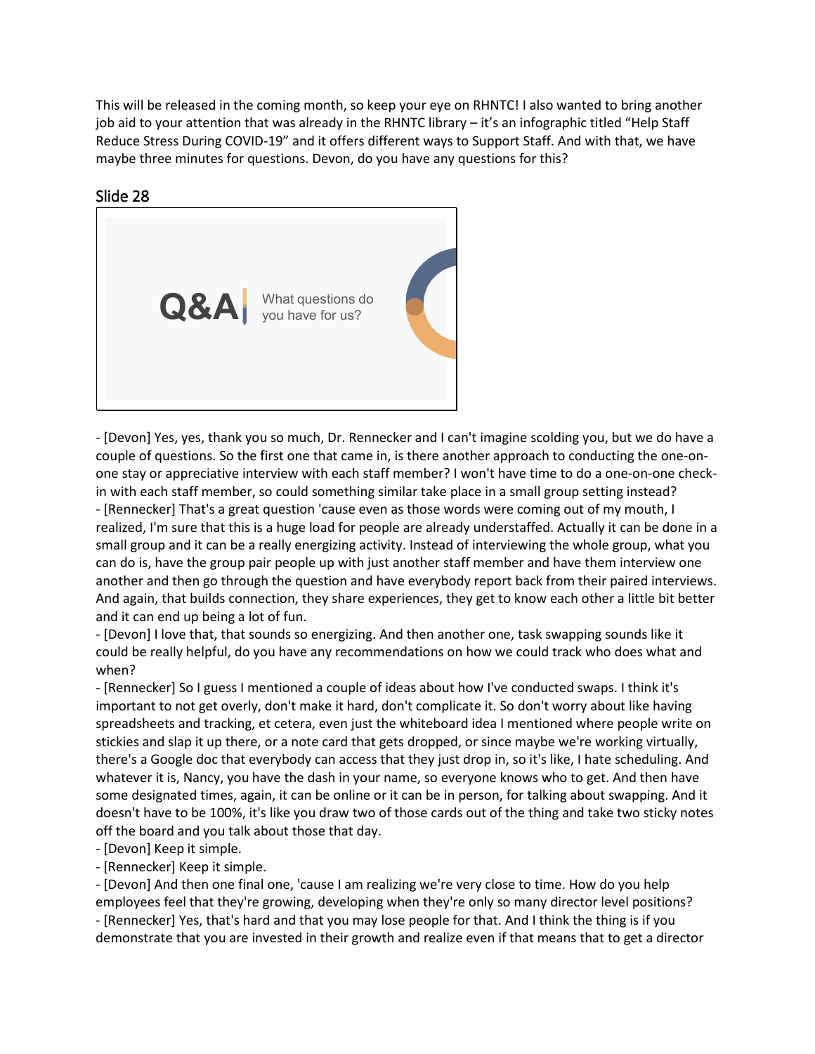This will be released in the coming month, so keep your eye on RHNTC! I also wanted to bring another job aid to your attention that was already in the RHNTC library – it's an infographic titled "Help Staff Reduce Stress During COVID-19" and it offers different ways to Support Staff. And with that, we have maybe three minutes for questions. Devon, do you have any questions for this?

## Slide 28

Q&A | What questions do you have for us?

- [Devon] Yes, yes, thank you so much, Dr. Rennecker and I can't imagine scolding you, but we do have a couple of questions. So the first one that came in, is there another approach to conducting the one-on-one stay or appreciative interview with each staff member? I won't have time to do a one-on-one check-in with each staff member, so could something similar take place in a small group setting instead?
- [Rennecker] That's a great question 'cause even as those words were coming out of my mouth, I realized, I'm sure that this is a huge load for people are already understaffed. Actually it can be done in a small group and it can be a really energizing activity. Instead of interviewing the whole group, what you can do is, have the group pair people up with just another staff member and have them interview one another and then go through the question and have everybody report back from their paired interviews. And again, that builds connection, they share experiences, they get to know each other a little bit better and it can end up being a lot of fun.
- [Devon] I love that, that sounds so energizing. And then another one, task swapping sounds like it could be really helpful, do you have any recommendations on how we could track who does what and when?
- [Rennecker] So I guess I mentioned a couple of ideas about how I've conducted swaps. I think it's important to not get overly, don't make it hard, don't complicate it. So don't worry about like having spreadsheets and tracking, et cetera, even just the whiteboard idea I mentioned where people write on stickies and slap it up there, or a note card that gets dropped, or since maybe we're working virtually, there's a Google doc that everybody can access that they just drop in, so it's like, I hate scheduling. And whatever it is, Nancy, you have the dash in your name, so everyone knows who to get. And then have some designated times, again, it can be online or it can be in person, for talking about swapping. And it doesn't have to be 100%, it's like you draw two of those cards out of the thing and take two sticky notes off the board and you talk about those that day.
- [Devon] Keep it simple.
- [Rennecker] Keep it simple.
- [Devon] And then one final one, 'cause I am realizing we're very close to time. How do you help employees feel that they're growing, developing when they're only so many director level positions?
- [Rennecker] Yes, that's hard and that you may lose people for that. And I think the thing is if you demonstrate that you are invested in their growth and realize even if that means that to get a director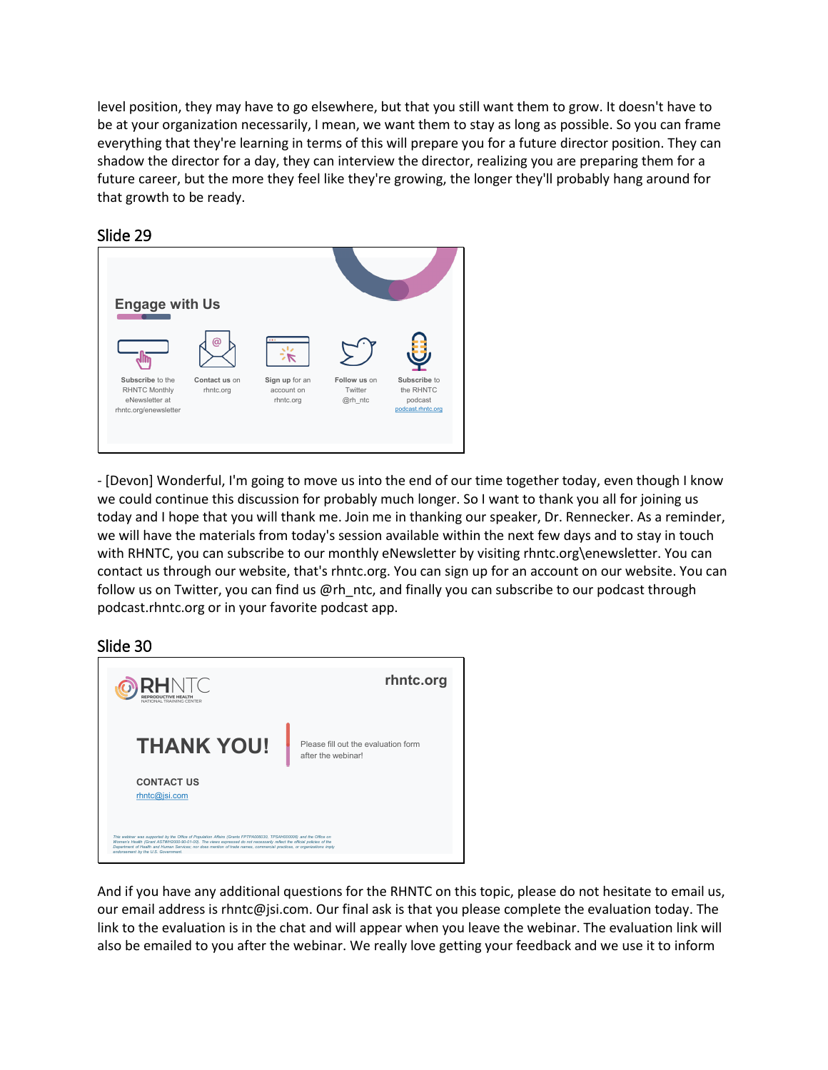level position, they may have to go elsewhere, but that you still want them to grow. It doesn't have to be at your organization necessarily, I mean, we want them to stay as long as possible. So you can frame everything that they're learning in terms of this will prepare you for a future director position. They can shadow the director for a day, they can interview the director, realizing you are preparing them for a future career, but the more they feel like they're growing, the longer they'll probably hang around for that growth to be ready.

## Slide 29

**Engage with Us**

- **Subscribe** to the RHNTC Monthly eNewsletter at rhntc.org/enewsletter
- **Contact us** on rhntc.org
- **Sign up** for an account on rhntc.org
- **Follow us** on Twitter @rh_ntc
- **Subscribe** to the RHNTC podcast podcast.rhntc.org

- [Devon] Wonderful, I'm going to move us into the end of our time together today, even though I know we could continue this discussion for probably much longer. So I want to thank you all for joining us today and I hope that you will thank me. Join me in thanking our speaker, Dr. Rennecker. As a reminder, we will have the materials from today's session available within the next few days and to stay in touch with RHNTC, you can subscribe to our monthly eNewsletter by visiting rhntc.org\enewsletter. You can contact us through our website, that's rhntc.org. You can sign up for an account on our website. You can follow us on Twitter, you can find us @rh_ntc, and finally you can subscribe to our podcast through podcast.rhntc.org or in your favorite podcast app.

## Slide 30

RHNTC REPRODUCTIVE HEALTH NATIONAL TRAINING CENTER

rhntc.org

**THANK YOU!**

Please fill out the evaluation form after the webinar!

**CONTACT US**
rhntc@jsi.com

*This webinar was supported by the Office of Population Affairs (Grants FPTPA006030, TPSAH000006) and the Office on Women's Health (Grant ASTWH200-90-01-00). The views expressed do not necessarily reflect the official policies of the Department of Health and Human Services; nor does mention of trade names, commercial practices, or organizations imply endorsement by the U.S. Government.*

And if you have any additional questions for the RHNTC on this topic, please do not hesitate to email us, our email address is rhntc@jsi.com. Our final ask is that you please complete the evaluation today. The link to the evaluation is in the chat and will appear when you leave the webinar. The evaluation link will also be emailed to you after the webinar. We really love getting your feedback and we use it to inform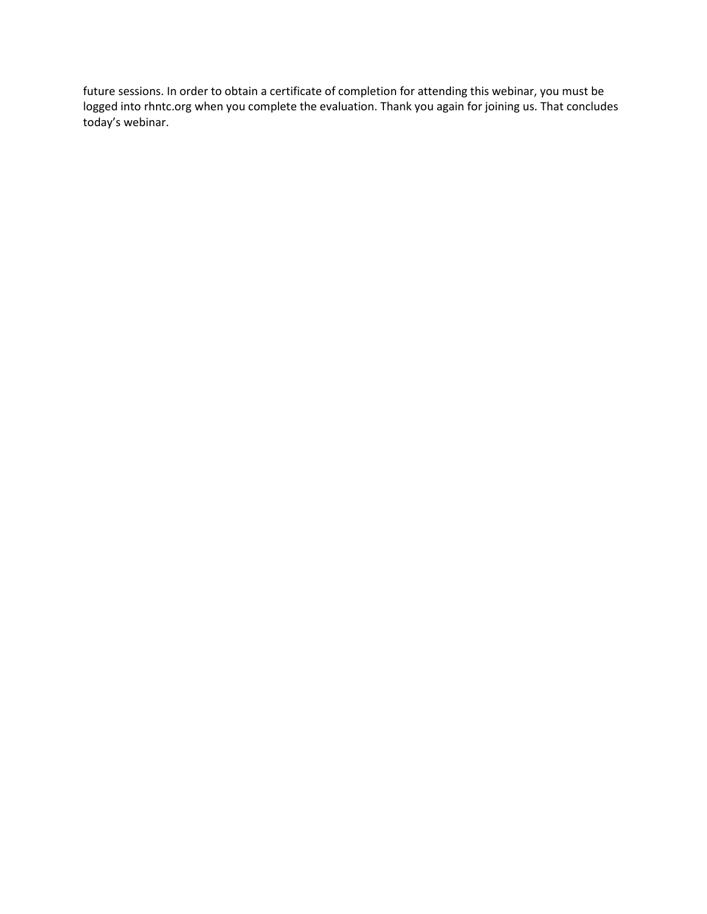future sessions. In order to obtain a certificate of completion for attending this webinar, you must be logged into rhntc.org when you complete the evaluation. Thank you again for joining us. That concludes today's webinar.